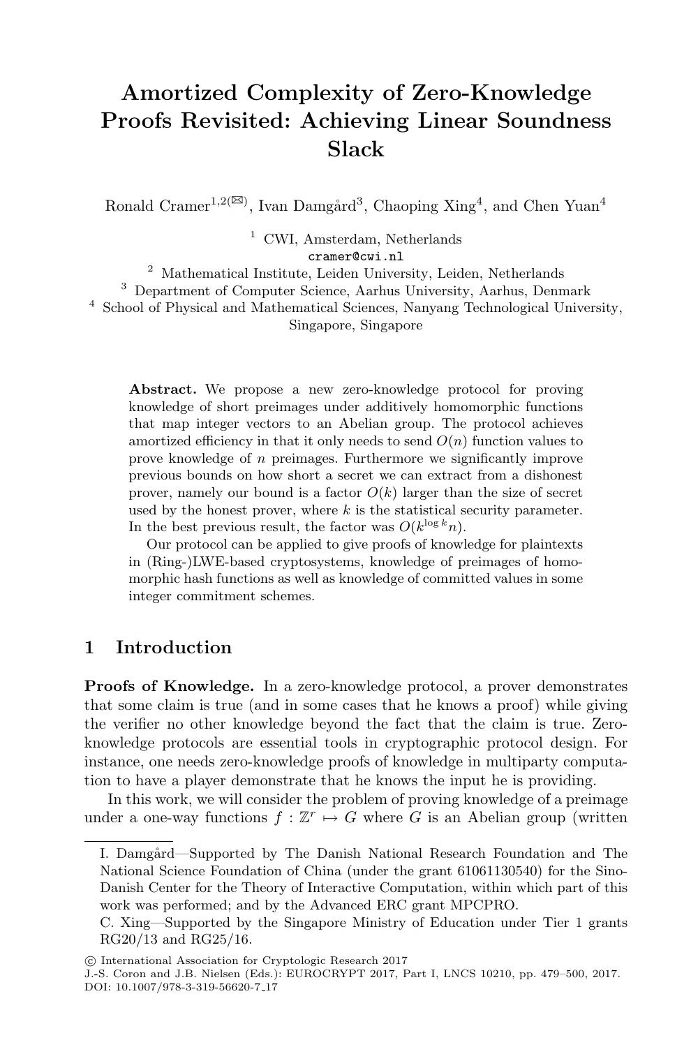# Amortized Complexity of Zero-Knowledge Proofs Revisited: Achieving Linear Soundness Slack

Ronald Cramer[1,2(✉)], Ivan Damgård[3], Chaoping Xing[4], and Chen Yuan[4]

[1] CWI, Amsterdam, Netherlands
cramer@cwi.nl
[2] Mathematical Institute, Leiden University, Leiden, Netherlands
[3] Department of Computer Science, Aarhus University, Aarhus, Denmark
[4] School of Physical and Mathematical Sciences, Nanyang Technological University, Singapore, Singapore

**Abstract.** We propose a new zero-knowledge protocol for proving knowledge of short preimages under additively homomorphic functions that map integer vectors to an Abelian group. The protocol achieves amortized efficiency in that it only needs to send $O(n)$ function values to prove knowledge of $n$ preimages. Furthermore we significantly improve previous bounds on how short a secret we can extract from a dishonest prover, namely our bound is a factor $O(k)$ larger than the size of secret used by the honest prover, where $k$ is the statistical security parameter. In the best previous result, the factor was $O(k^{\log k} n)$.

Our protocol can be applied to give proofs of knowledge for plaintexts in (Ring-)LWE-based cryptosystems, knowledge of preimages of homomorphic hash functions as well as knowledge of committed values in some integer commitment schemes.

## 1 Introduction

**Proofs of Knowledge.** In a zero-knowledge protocol, a prover demonstrates that some claim is true (and in some cases that he knows a proof) while giving the verifier no other knowledge beyond the fact that the claim is true. Zero-knowledge protocols are essential tools in cryptographic protocol design. For instance, one needs zero-knowledge proofs of knowledge in multiparty computation to have a player demonstrate that he knows the input he is providing.

In this work, we will consider the problem of proving knowledge of a preimage under a one-way functions $f : \mathbb{Z}^r \mapsto G$ where $G$ is an Abelian group (written

---

I. Damgård—Supported by The Danish National Research Foundation and The National Science Foundation of China (under the grant 61061130540) for the Sino-Danish Center for the Theory of Interactive Computation, within which part of this work was performed; and by the Advanced ERC grant MPCPRO.

C. Xing—Supported by the Singapore Ministry of Education under Tier 1 grants RG20/13 and RG25/16.

© International Association for Cryptologic Research 2017
J.-S. Coron and J.B. Nielsen (Eds.): EUROCRYPT 2017, Part I, LNCS 10210, pp. 479–500, 2017.
DOI: 10.1007/978-3-319-56620-7_17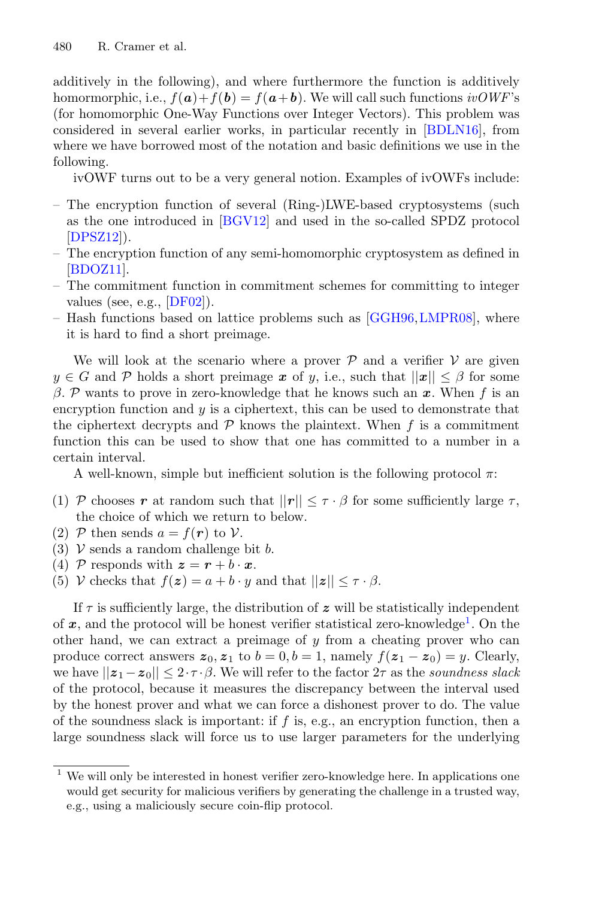additively in the following), and where furthermore the function is additively hom​ormorphic, i.e., $f(\boldsymbol{a})+f(\boldsymbol{b}) = f(\boldsymbol{a}+\boldsymbol{b})$. We will call such functions *ivOWF*'s (for homomorphic One-Way Functions over Integer Vectors). This problem was considered in several earlier works, in particular recently in [BDLN16], from where we have borrowed most of the notation and basic definitions we use in the following.

ivOWF turns out to be a very general notion. Examples of ivOWFs include:

- The encryption function of several (Ring-)LWE-based cryptosystems (such as the one introduced in [BGV12] and used in the so-called SPDZ protocol [DPSZ12]).
- The encryption function of any semi-homomorphic cryptosystem as defined in [BDOZ11].
- The commitment function in commitment schemes for committing to integer values (see, e.g., [DF02]).
- Hash functions based on lattice problems such as [GGH96,LMPR08], where it is hard to find a short preimage.

We will look at the scenario where a prover $\mathcal{P}$ and a verifier $\mathcal{V}$ are given $y \in G$ and $\mathcal{P}$ holds a short preimage $\boldsymbol{x}$ of $y$, i.e., such that $||\boldsymbol{x}|| \leq \beta$ for some $\beta$. $\mathcal{P}$ wants to prove in zero-knowledge that he knows such an $\boldsymbol{x}$. When $f$ is an encryption function and $y$ is a ciphertext, this can be used to demonstrate that the ciphertext decrypts and $\mathcal{P}$ knows the plaintext. When $f$ is a commitment function this can be used to show that one has committed to a number in a certain interval.

A well-known, simple but inefficient solution is the following protocol $\pi$:

(1) $\mathcal{P}$ chooses $\boldsymbol{r}$ at random such that $||\boldsymbol{r}|| \leq \tau \cdot \beta$ for some sufficiently large $\tau$, the choice of which we return to below.
(2) $\mathcal{P}$ then sends $a = f(\boldsymbol{r})$ to $\mathcal{V}$.
(3) $\mathcal{V}$ sends a random challenge bit $b$.
(4) $\mathcal{P}$ responds with $\boldsymbol{z} = \boldsymbol{r} + b \cdot \boldsymbol{x}$.
(5) $\mathcal{V}$ checks that $f(\boldsymbol{z}) = a + b \cdot y$ and that $||\boldsymbol{z}|| \leq \tau \cdot \beta$.

If $\tau$ is sufficiently large, the distribution of $\boldsymbol{z}$ will be statistically independent of $\boldsymbol{x}$, and the protocol will be honest verifier statistical zero-knowledge[1]. On the other hand, we can extract a preimage of $y$ from a cheating prover who can produce correct answers $\boldsymbol{z}_0, \boldsymbol{z}_1$ to $b = 0, b = 1$, namely $f(\boldsymbol{z}_1 - \boldsymbol{z}_0) = y$. Clearly, we have $||\boldsymbol{z}_1 - \boldsymbol{z}_0|| \leq 2 \cdot \tau \cdot \beta$. We will refer to the factor $2\tau$ as the *soundness slack* of the protocol, because it measures the discrepancy between the interval used by the honest prover and what we can force a dishonest prover to do. The value of the soundness slack is important: if $f$ is, e.g., an encryption function, then a large soundness slack will force us to use larger parameters for the underlying

[1] We will only be interested in honest verifier zero-knowledge here. In applications one would get security for malicious verifiers by generating the challenge in a trusted way, e.g., using a maliciously secure coin-flip protocol.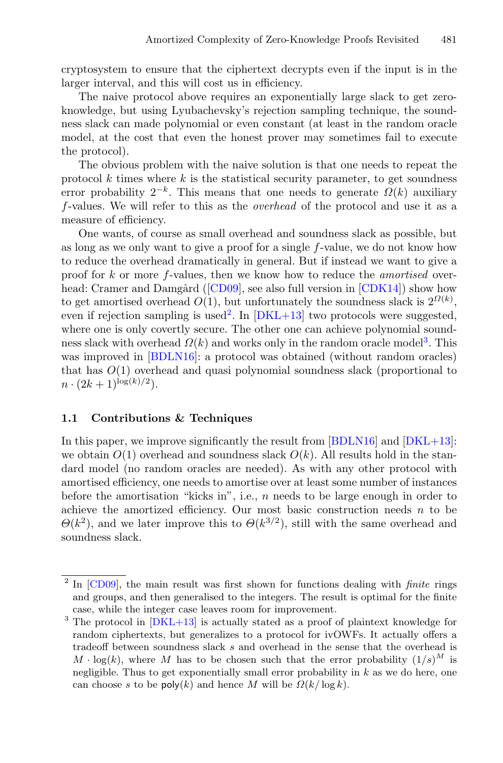cryptosystem to ensure that the ciphertext decrypts even if the input is in the larger interval, and this will cost us in efficiency.

The naive protocol above requires an exponentially large slack to get zero-knowledge, but using Lyubachevsky's rejection sampling technique, the soundness slack can made polynomial or even constant (at least in the random oracle model, at the cost that even the honest prover may sometimes fail to execute the protocol).

The obvious problem with the naive solution is that one needs to repeat the protocol $k$ times where $k$ is the statistical security parameter, to get soundness error probability $2^{-k}$. This means that one needs to generate $\Omega(k)$ auxiliary $f$-values. We will refer to this as the *overhead* of the protocol and use it as a measure of efficiency.

One wants, of course as small overhead and soundness slack as possible, but as long as we only want to give a proof for a single $f$-value, we do not know how to reduce the overhead dramatically in general. But if instead we want to give a proof for $k$ or more $f$-values, then we know how to reduce the *amortised* overhead: Cramer and Damgård ([CD09], see also full version in [CDK14]) show how to get amortised overhead $O(1)$, but unfortunately the soundness slack is $2^{\Omega(k)}$, even if rejection sampling is used[2]. In [DKL+13] two protocols were suggested, where one is only covertly secure. The other one can achieve polynomial soundness slack with overhead $\Omega(k)$ and works only in the random oracle model[3]. This was improved in [BDLN16]: a protocol was obtained (without random oracles) that has $O(1)$ overhead and quasi polynomial soundness slack (proportional to $n \cdot (2k+1)^{\log(k)/2}$).

### 1.1 Contributions & Techniques

In this paper, we improve significantly the result from [BDLN16] and [DKL+13]: we obtain $O(1)$ overhead and soundness slack $O(k)$. All results hold in the standard model (no random oracles are needed). As with any other protocol with amortised efficiency, one needs to amortise over at least some number of instances before the amortisation "kicks in", i.e., $n$ needs to be large enough in order to achieve the amortized efficiency. Our most basic construction needs $n$ to be $\Theta(k^2)$, and we later improve this to $\Theta(k^{3/2})$, still with the same overhead and soundness slack.

---

[2] In [CD09], the main result was first shown for functions dealing with *finite* rings and groups, and then generalised to the integers. The result is optimal for the finite case, while the integer case leaves room for improvement.

[3] The protocol in [DKL+13] is actually stated as a proof of plaintext knowledge for random ciphertexts, but generalizes to a protocol for ivOWFs. It actually offers a tradeoff between soundness slack $s$ and overhead in the sense that the overhead is $M \cdot \log(k)$, where $M$ has to be chosen such that the error probability $(1/s)^M$ is negligible. Thus to get exponentially small error probability in $k$ as we do here, one can choose $s$ to be $\mathsf{poly}(k)$ and hence $M$ will be $\Omega(k/\log k)$.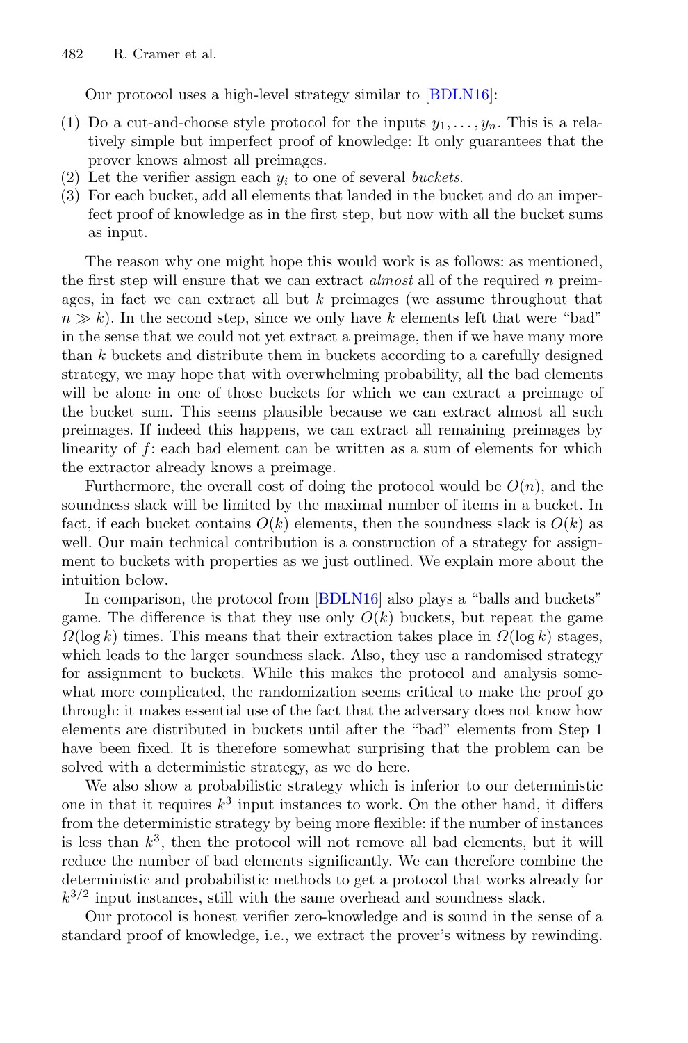Our protocol uses a high-level strategy similar to [BDLN16]:

(1) Do a cut-and-choose style protocol for the inputs $y_1, \ldots, y_n$. This is a relatively simple but imperfect proof of knowledge: It only guarantees that the prover knows almost all preimages.
(2) Let the verifier assign each $y_i$ to one of several *buckets*.
(3) For each bucket, add all elements that landed in the bucket and do an imperfect proof of knowledge as in the first step, but now with all the bucket sums as input.

The reason why one might hope this would work is as follows: as mentioned, the first step will ensure that we can extract *almost* all of the required $n$ preimages, in fact we can extract all but $k$ preimages (we assume throughout that $n \gg k$). In the second step, since we only have $k$ elements left that were "bad" in the sense that we could not yet extract a preimage, then if we have many more than $k$ buckets and distribute them in buckets according to a carefully designed strategy, we may hope that with overwhelming probability, all the bad elements will be alone in one of those buckets for which we can extract a preimage of the bucket sum. This seems plausible because we can extract almost all such preimages. If indeed this happens, we can extract all remaining preimages by linearity of $f$: each bad element can be written as a sum of elements for which the extractor already knows a preimage.

Furthermore, the overall cost of doing the protocol would be $O(n)$, and the soundness slack will be limited by the maximal number of items in a bucket. In fact, if each bucket contains $O(k)$ elements, then the soundness slack is $O(k)$ as well. Our main technical contribution is a construction of a strategy for assignment to buckets with properties as we just outlined. We explain more about the intuition below.

In comparison, the protocol from [BDLN16] also plays a "balls and buckets" game. The difference is that they use only $O(k)$ buckets, but repeat the game $\Omega(\log k)$ times. This means that their extraction takes place in $\Omega(\log k)$ stages, which leads to the larger soundness slack. Also, they use a randomised strategy for assignment to buckets. While this makes the protocol and analysis somewhat more complicated, the randomization seems critical to make the proof go through: it makes essential use of the fact that the adversary does not know how elements are distributed in buckets until after the "bad" elements from Step 1 have been fixed. It is therefore somewhat surprising that the problem can be solved with a deterministic strategy, as we do here.

We also show a probabilistic strategy which is inferior to our deterministic one in that it requires $k^3$ input instances to work. On the other hand, it differs from the deterministic strategy by being more flexible: if the number of instances is less than $k^3$, then the protocol will not remove all bad elements, but it will reduce the number of bad elements significantly. We can therefore combine the deterministic and probabilistic methods to get a protocol that works already for $k^{3/2}$ input instances, still with the same overhead and soundness slack.

Our protocol is honest verifier zero-knowledge and is sound in the sense of a standard proof of knowledge, i.e., we extract the prover's witness by rewinding.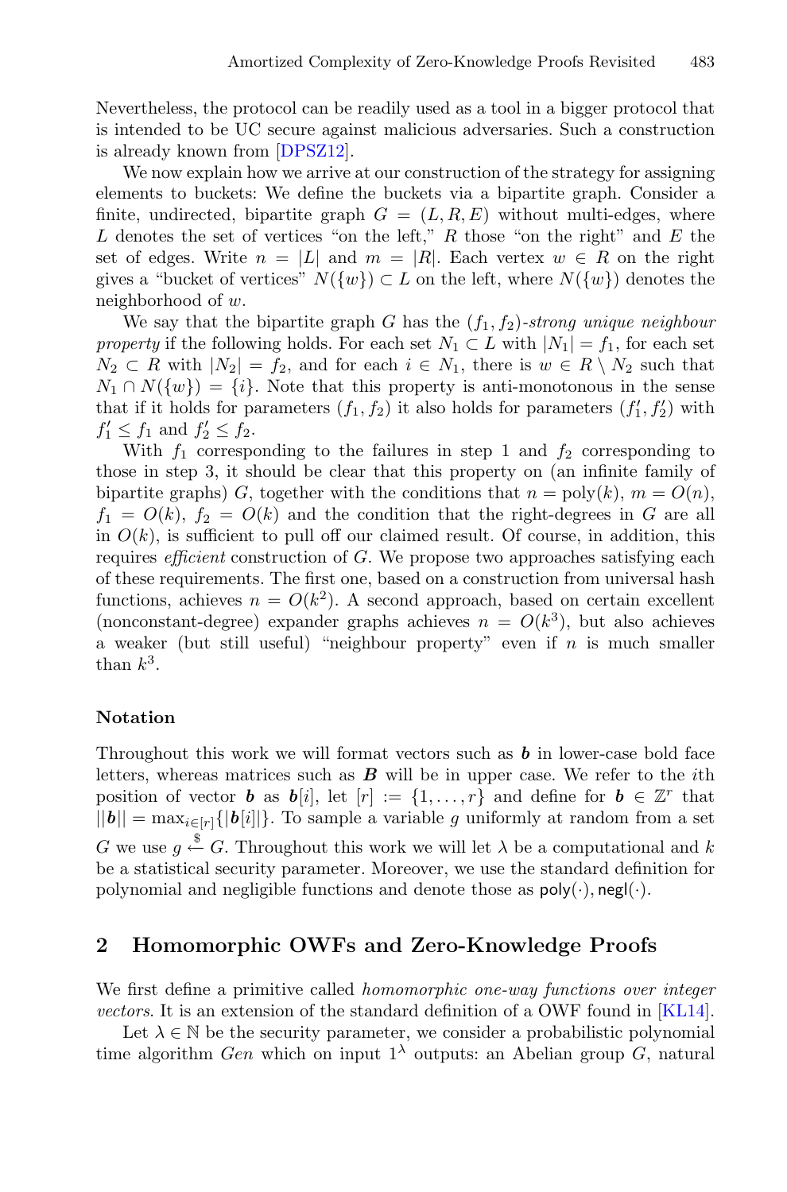Nevertheless, the protocol can be readily used as a tool in a bigger protocol that is intended to be UC secure against malicious adversaries. Such a construction is already known from [DPSZ12].

We now explain how we arrive at our construction of the strategy for assigning elements to buckets: We define the buckets via a bipartite graph. Consider a finite, undirected, bipartite graph $G = (L, R, E)$ without multi-edges, where $L$ denotes the set of vertices "on the left," $R$ those "on the right" and $E$ the set of edges. Write $n = |L|$ and $m = |R|$. Each vertex $w \in R$ on the right gives a "bucket of vertices" $N(\{w\}) \subset L$ on the left, where $N(\{w\})$ denotes the neighborhood of $w$.

We say that the bipartite graph $G$ has the $(f_1, f_2)$-*strong unique neighbour property* if the following holds. For each set $N_1 \subset L$ with $|N_1| = f_1$, for each set $N_2 \subset R$ with $|N_2| = f_2$, and for each $i \in N_1$, there is $w \in R \setminus N_2$ such that $N_1 \cap N(\{w\}) = \{i\}$. Note that this property is anti-monotonous in the sense that if it holds for parameters $(f_1, f_2)$ it also holds for parameters $(f_1', f_2')$ with $f_1' \leq f_1$ and $f_2' \leq f_2$.

With $f_1$ corresponding to the failures in step 1 and $f_2$ corresponding to those in step 3, it should be clear that this property on (an infinite family of bipartite graphs) $G$, together with the conditions that $n = \text{poly}(k)$, $m = O(n)$, $f_1 = O(k)$, $f_2 = O(k)$ and the condition that the right-degrees in $G$ are all in $O(k)$, is sufficient to pull off our claimed result. Of course, in addition, this requires *efficient* construction of $G$. We propose two approaches satisfying each of these requirements. The first one, based on a construction from universal hash functions, achieves $n = O(k^2)$. A second approach, based on certain excellent (nonconstant-degree) expander graphs achieves $n = O(k^3)$, but also achieves a weaker (but still useful) "neighbour property" even if $n$ is much smaller than $k^3$.

### Notation

Throughout this work we will format vectors such as $\boldsymbol{b}$ in lower-case bold face letters, whereas matrices such as $\boldsymbol{B}$ will be in upper case. We refer to the $i$th position of vector $\boldsymbol{b}$ as $\boldsymbol{b}[i]$, let $[r] := \{1, \ldots, r\}$ and define for $\boldsymbol{b} \in \mathbb{Z}^r$ that $||\boldsymbol{b}|| = \max_{i \in [r]}\{|\boldsymbol{b}[i]|\}$. To sample a variable $g$ uniformly at random from a set $G$ we use $g \xleftarrow{\$} G$. Throughout this work we will let $\lambda$ be a computational and $k$ be a statistical security parameter. Moreover, we use the standard definition for polynomial and negligible functions and denote those as $\mathsf{poly}(\cdot), \mathsf{negl}(\cdot)$.

## 2 Homomorphic OWFs and Zero-Knowledge Proofs

We first define a primitive called *homomorphic one-way functions over integer vectors*. It is an extension of the standard definition of a OWF found in [KL14].

Let $\lambda \in \mathbb{N}$ be the security parameter, we consider a probabilistic polynomial time algorithm *Gen* which on input $1^\lambda$ outputs: an Abelian group $G$, natural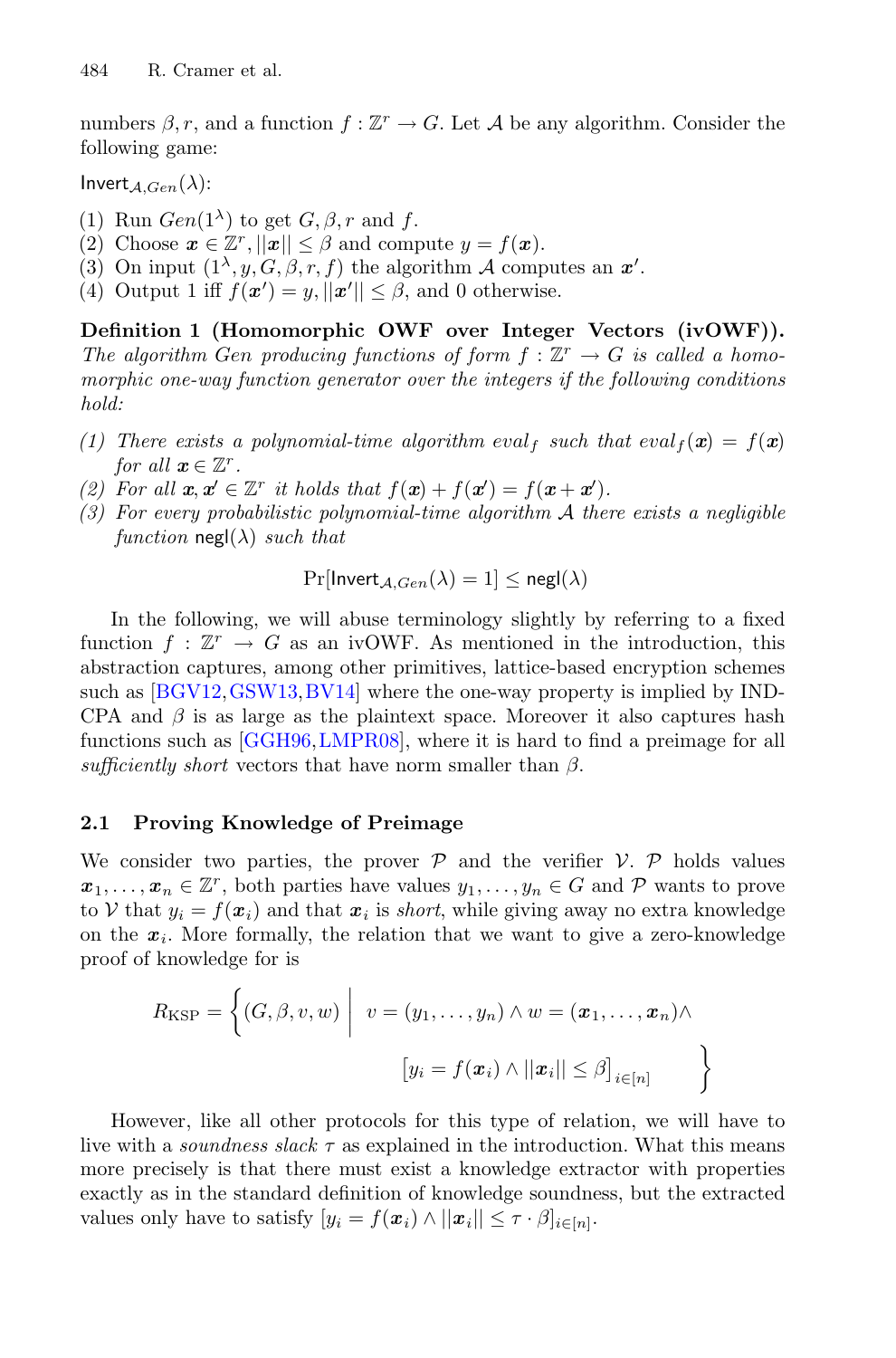numbers $\beta, r$, and a function $f : \mathbb{Z}^r \to G$. Let $\mathcal{A}$ be any algorithm. Consider the following game:

$\mathsf{Invert}_{\mathcal{A},Gen}(\lambda)$:

(1) Run $Gen(1^\lambda)$ to get $G, \beta, r$ and $f$.
(2) Choose $\boldsymbol{x} \in \mathbb{Z}^r, ||\boldsymbol{x}|| \leq \beta$ and compute $y = f(\boldsymbol{x})$.
(3) On input $(1^\lambda, y, G, \beta, r, f)$ the algorithm $\mathcal{A}$ computes an $\boldsymbol{x}'$.
(4) Output 1 iff $f(\boldsymbol{x}') = y, ||\boldsymbol{x}'|| \leq \beta$, and 0 otherwise.

**Definition 1 (Homomorphic OWF over Integer Vectors (ivOWF)).** *The algorithm Gen producing functions of form $f : \mathbb{Z}^r \to G$ is called a homomorphic one-way function generator over the integers if the following conditions hold:*

*(1) There exists a polynomial-time algorithm $eval_f$ such that $eval_f(\boldsymbol{x}) = f(\boldsymbol{x})$ for all $\boldsymbol{x} \in \mathbb{Z}^r$.*
*(2) For all $\boldsymbol{x}, \boldsymbol{x}' \in \mathbb{Z}^r$ it holds that $f(\boldsymbol{x}) + f(\boldsymbol{x}') = f(\boldsymbol{x} + \boldsymbol{x}')$.*
*(3) For every probabilistic polynomial-time algorithm $\mathcal{A}$ there exists a negligible function $\mathsf{negl}(\lambda)$ such that*

$$\Pr[\mathsf{Invert}_{\mathcal{A},Gen}(\lambda) = 1] \leq \mathsf{negl}(\lambda)$$

In the following, we will abuse terminology slightly by referring to a fixed function $f : \mathbb{Z}^r \to G$ as an ivOWF. As mentioned in the introduction, this abstraction captures, among other primitives, lattice-based encryption schemes such as [BGV12,GSW13,BV14] where the one-way property is implied by IND-CPA and $\beta$ is as large as the plaintext space. Moreover it also captures hash functions such as [GGH96,LMPR08], where it is hard to find a preimage for all *sufficiently short* vectors that have norm smaller than $\beta$.

### 2.1 Proving Knowledge of Preimage

We consider two parties, the prover $\mathcal{P}$ and the verifier $\mathcal{V}$. $\mathcal{P}$ holds values $\boldsymbol{x}_1, \ldots, \boldsymbol{x}_n \in \mathbb{Z}^r$, both parties have values $y_1, \ldots, y_n \in G$ and $\mathcal{P}$ wants to prove to $\mathcal{V}$ that $y_i = f(\boldsymbol{x}_i)$ and that $\boldsymbol{x}_i$ is *short*, while giving away no extra knowledge on the $\boldsymbol{x}_i$. More formally, the relation that we want to give a zero-knowledge proof of knowledge for is

$$R_{\text{KSP}} = \left\{ (G, \beta, v, w) \;\middle|\; \begin{array}{l} v = (y_1, \ldots, y_n) \wedge w = (\boldsymbol{x}_1, \ldots, \boldsymbol{x}_n) \wedge \\ \left[ y_i = f(\boldsymbol{x}_i) \wedge ||\boldsymbol{x}_i|| \leq \beta \right]_{i \in [n]} \end{array} \right\}$$

However, like all other protocols for this type of relation, we will have to live with a *soundness slack* $\tau$ as explained in the introduction. What this means more precisely is that there must exist a knowledge extractor with properties exactly as in the standard definition of knowledge soundness, but the extracted values only have to satisfy $[y_i = f(\boldsymbol{x}_i) \wedge ||\boldsymbol{x}_i|| \leq \tau \cdot \beta]_{i \in [n]}$.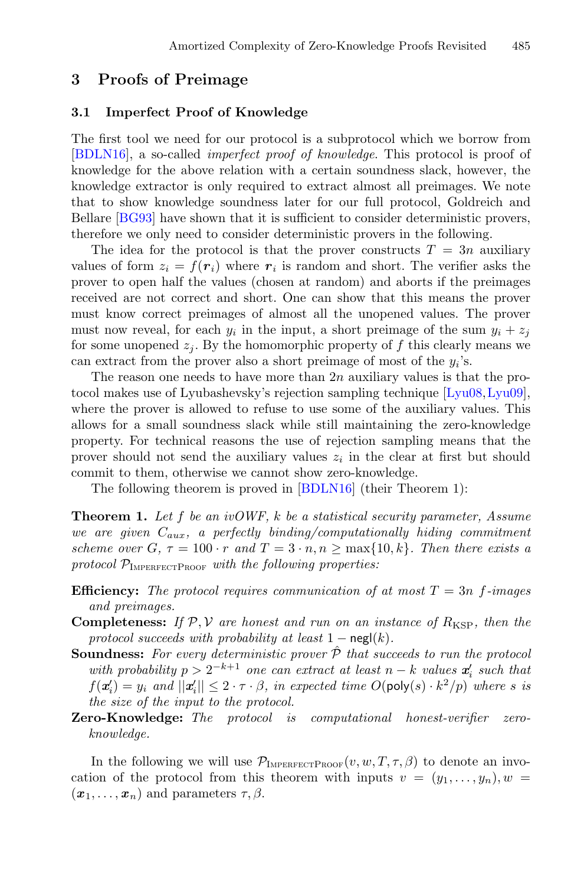## 3 Proofs of Preimage

### 3.1 Imperfect Proof of Knowledge

The first tool we need for our protocol is a subprotocol which we borrow from [BDLN16], a so-called *imperfect proof of knowledge*. This protocol is proof of knowledge for the above relation with a certain soundness slack, however, the knowledge extractor is only required to extract almost all preimages. We note that to show knowledge soundness later for our full protocol, Goldreich and Bellare [BG93] have shown that it is sufficient to consider deterministic provers, therefore we only need to consider deterministic provers in the following.

The idea for the protocol is that the prover constructs $T = 3n$ auxiliary values of form $z_i = f(\boldsymbol{r}_i)$ where $\boldsymbol{r}_i$ is random and short. The verifier asks the prover to open half the values (chosen at random) and aborts if the preimages received are not correct and short. One can show that this means the prover must know correct preimages of almost all the unopened values. The prover must now reveal, for each $y_i$ in the input, a short preimage of the sum $y_i + z_j$ for some unopened $z_j$. By the homomorphic property of $f$ this clearly means we can extract from the prover also a short preimage of most of the $y_i$'s.

The reason one needs to have more than $2n$ auxiliary values is that the protocol makes use of Lyubashevsky's rejection sampling technique [Lyu08, Lyu09], where the prover is allowed to refuse to use some of the auxiliary values. This allows for a small soundness slack while still maintaining the zero-knowledge property. For technical reasons the use of rejection sampling means that the prover should not send the auxiliary values $z_i$ in the clear at first but should commit to them, otherwise we cannot show zero-knowledge.

The following theorem is proved in [BDLN16] (their Theorem 1):

**Theorem 1.** *Let $f$ be an ivOWF, $k$ be a statistical security parameter, Assume we are given $C_{aux}$, a perfectly binding/computationally hiding commitment scheme over $G$, $\tau = 100 \cdot r$ and $T = 3 \cdot n, n \geq \max\{10, k\}$. Then there exists a protocol $\mathcal{P}_{\text{ImperfectProof}}$ with the following properties:*

- **Efficiency:** *The protocol requires communication of at most $T = 3n$ $f$-images and preimages.*
- **Completeness:** *If $\mathcal{P}, \mathcal{V}$ are honest and run on an instance of $R_{\text{KSP}}$, then the protocol succeeds with probability at least $1 - \mathsf{negl}(k)$.*
- **Soundness:** *For every deterministic prover $\hat{\mathcal{P}}$ that succeeds to run the protocol with probability $p > 2^{-k+1}$ one can extract at least $n - k$ values $\boldsymbol{x}'_i$ such that $f(\boldsymbol{x}'_i) = y_i$ and $||\boldsymbol{x}'_i|| \leq 2 \cdot \tau \cdot \beta$, in expected time $O(\mathsf{poly}(s) \cdot k^2/p)$ where $s$ is the size of the input to the protocol.*
- **Zero-Knowledge:** *The protocol is computational honest-verifier zero-knowledge.*

In the following we will use $\mathcal{P}_{\text{ImperfectProof}}(v, w, T, \tau, \beta)$ to denote an invocation of the protocol from this theorem with inputs $v = (y_1, \ldots, y_n), w = (\boldsymbol{x}_1, \ldots, \boldsymbol{x}_n)$ and parameters $\tau, \beta$.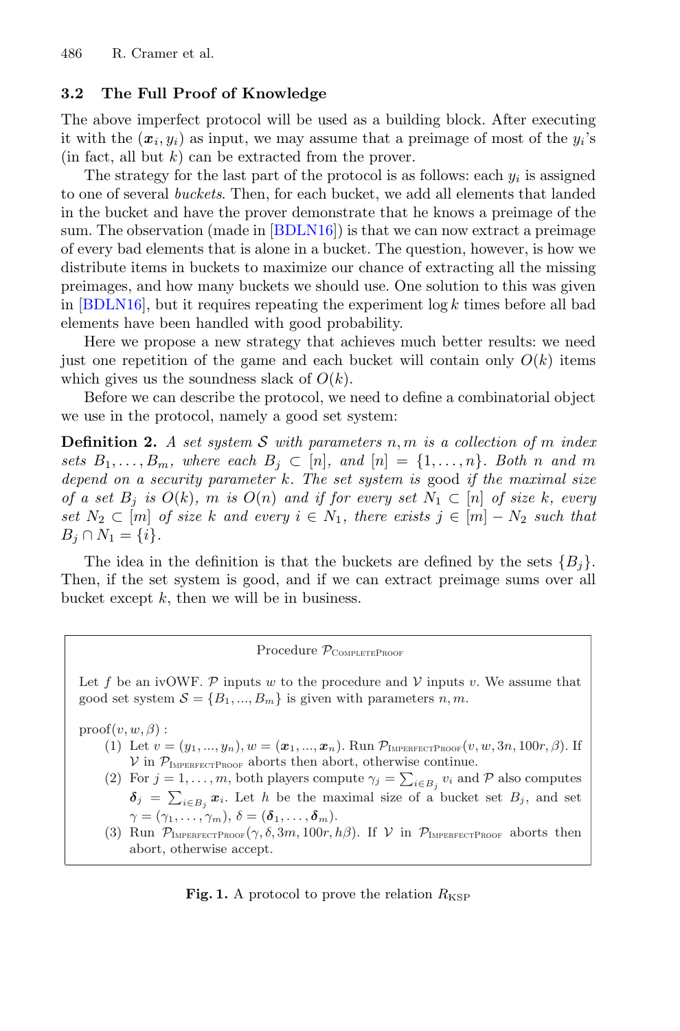### 3.2 The Full Proof of Knowledge

The above imperfect protocol will be used as a building block. After executing it with the $(\boldsymbol{x}_i, y_i)$ as input, we may assume that a preimage of most of the $y_i$'s (in fact, all but $k$) can be extracted from the prover.

The strategy for the last part of the protocol is as follows: each $y_i$ is assigned to one of several *buckets*. Then, for each bucket, we add all elements that landed in the bucket and have the prover demonstrate that he knows a preimage of the sum. The observation (made in [BDLN16]) is that we can now extract a preimage of every bad elements that is alone in a bucket. The question, however, is how we distribute items in buckets to maximize our chance of extracting all the missing preimages, and how many buckets we should use. One solution to this was given in [BDLN16], but it requires repeating the experiment $\log k$ times before all bad elements have been handled with good probability.

Here we propose a new strategy that achieves much better results: we need just one repetition of the game and each bucket will contain only $O(k)$ items which gives us the soundness slack of $O(k)$.

Before we can describe the protocol, we need to define a combinatorial object we use in the protocol, namely a good set system:

**Definition 2.** *A set system $\mathcal{S}$ with parameters $n, m$ is a collection of $m$ index sets $B_1, \ldots, B_m$, where each $B_j \subset [n]$, and $[n] = \{1, \ldots, n\}$. Both $n$ and $m$ depend on a security parameter $k$. The set system is* good *if the maximal size of a set $B_j$ is $O(k)$, $m$ is $O(n)$ and if for every set $N_1 \subset [n]$ of size $k$, every set $N_2 \subset [m]$ of size $k$ and every $i \in N_1$, there exists $j \in [m] - N_2$ such that $B_j \cap N_1 = \{i\}$.*

The idea in the definition is that the buckets are defined by the sets $\{B_j\}$. Then, if the set system is good, and if we can extract preimage sums over all bucket except $k$, then we will be in business.

---

Procedure $\mathcal{P}_{\text{CompleteProof}}$

Let $f$ be an ivOWF. $\mathcal{P}$ inputs $w$ to the procedure and $\mathcal{V}$ inputs $v$. We assume that good set system $\mathcal{S} = \{B_1, ..., B_m\}$ is given with parameters $n, m$.

proof$(v, w, \beta)$ :

1. Let $v = (y_1, ..., y_n)$, $w = (\boldsymbol{x}_1, ..., \boldsymbol{x}_n)$. Run $\mathcal{P}_{\text{ImperfectProof}}(v, w, 3n, 100r, \beta)$. If $\mathcal{V}$ in $\mathcal{P}_{\text{ImperfectProof}}$ aborts then abort, otherwise continue.
2. For $j = 1, \ldots, m$, both players compute $\gamma_j = \sum_{i \in B_j} v_i$ and $\mathcal{P}$ also computes $\boldsymbol{\delta}_j = \sum_{i \in B_j} \boldsymbol{x}_i$. Let $h$ be the maximal size of a bucket set $B_j$, and set $\gamma = (\gamma_1, \ldots, \gamma_m)$, $\delta = (\boldsymbol{\delta}_1, \ldots, \boldsymbol{\delta}_m)$.
3. Run $\mathcal{P}_{\text{ImperfectProof}}(\gamma, \delta, 3m, 100r, h\beta)$. If $\mathcal{V}$ in $\mathcal{P}_{\text{ImperfectProof}}$ aborts then abort, otherwise accept.

---

**Fig. 1.** A protocol to prove the relation $R_{\text{KSP}}$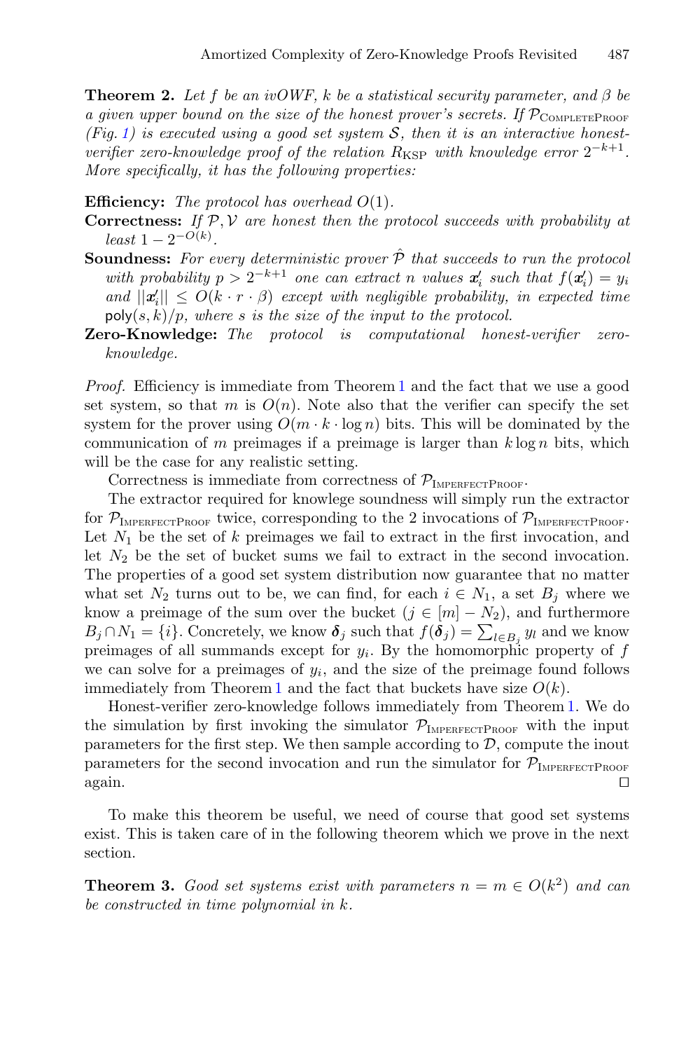**Theorem 2.** *Let $f$ be an ivOWF, $k$ be a statistical security parameter, and $\beta$ be a given upper bound on the size of the honest prover's secrets. If $\mathcal{P}_{\text{CompleteProof}}$ (Fig. 1) is executed using a good set system $\mathcal{S}$, then it is an interactive honest-verifier zero-knowledge proof of the relation $R_{\text{KSP}}$ with knowledge error $2^{-k+1}$. More specifically, it has the following properties:*

**Efficiency:** *The protocol has overhead $O(1)$.*

**Correctness:** *If $\mathcal{P}, \mathcal{V}$ are honest then the protocol succeeds with probability at least $1 - 2^{-O(k)}$.*

**Soundness:** *For every deterministic prover $\hat{\mathcal{P}}$ that succeeds to run the protocol with probability $p > 2^{-k+1}$ one can extract $n$ values $\boldsymbol{x}'_i$ such that $f(\boldsymbol{x}'_i) = y_i$ and $||\boldsymbol{x}'_i|| \leq O(k \cdot r \cdot \beta)$ except with negligible probability, in expected time $\mathsf{poly}(s, k)/p$, where $s$ is the size of the input to the protocol.*

**Zero-Knowledge:** *The protocol is computational honest-verifier zero-knowledge.*

*Proof.* Efficiency is immediate from Theorem 1 and the fact that we use a good set system, so that $m$ is $O(n)$. Note also that the verifier can specify the set system for the prover using $O(m \cdot k \cdot \log n)$ bits. This will be dominated by the communication of $m$ preimages if a preimage is larger than $k \log n$ bits, which will be the case for any realistic setting.

Correctness is immediate from correctness of $\mathcal{P}_{\text{ImperfectProof}}$.

The extractor required for knowlege soundness will simply run the extractor for $\mathcal{P}_{\text{ImperfectProof}}$ twice, corresponding to the 2 invocations of $\mathcal{P}_{\text{ImperfectProof}}$. Let $N_1$ be the set of $k$ preimages we fail to extract in the first invocation, and let $N_2$ be the set of bucket sums we fail to extract in the second invocation. The properties of a good set system distribution now guarantee that no matter what set $N_2$ turns out to be, we can find, for each $i \in N_1$, a set $B_j$ where we know a preimage of the sum over the bucket ($j \in [m] - N_2$), and furthermore $B_j \cap N_1 = \{i\}$. Concretely, we know $\boldsymbol{\delta}_j$ such that $f(\boldsymbol{\delta}_j) = \sum_{l \in B_j} y_l$ and we know preimages of all summands except for $y_i$. By the homomorphic property of $f$ we can solve for a preimages of $y_i$, and the size of the preimage found follows immediately from Theorem 1 and the fact that buckets have size $O(k)$.

Honest-verifier zero-knowledge follows immediately from Theorem 1. We do the simulation by first invoking the simulator $\mathcal{P}_{\text{ImperfectProof}}$ with the input parameters for the first step. We then sample according to $\mathcal{D}$, compute the inout parameters for the second invocation and run the simulator for $\mathcal{P}_{\text{ImperfectProof}}$ again. $\square$

To make this theorem be useful, we need of course that good set systems exist. This is taken care of in the following theorem which we prove in the next section.

**Theorem 3.** *Good set systems exist with parameters $n = m \in O(k^2)$ and can be constructed in time polynomial in $k$.*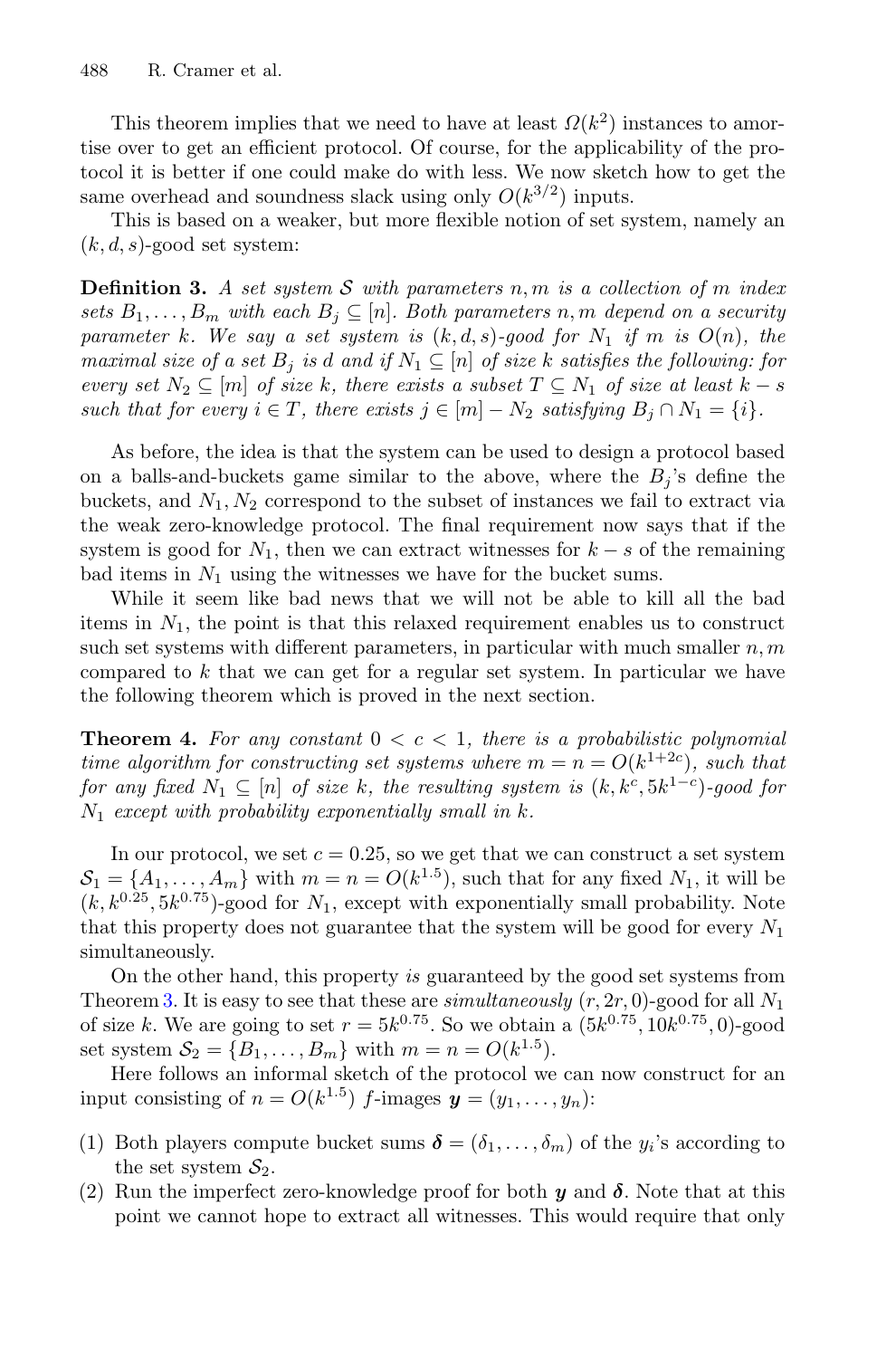This theorem implies that we need to have at least $\Omega(k^2)$ instances to amortise over to get an efficient protocol. Of course, for the applicability of the protocol it is better if one could make do with less. We now sketch how to get the same overhead and soundness slack using only $O(k^{3/2})$ inputs.

This is based on a weaker, but more flexible notion of set system, namely an $(k, d, s)$-good set system:

**Definition 3.** *A set system $\mathcal{S}$ with parameters $n, m$ is a collection of $m$ index sets $B_1, \ldots, B_m$ with each $B_j \subseteq [n]$. Both parameters $n, m$ depend on a security parameter $k$. We say a set system is $(k, d, s)$-good for $N_1$ if $m$ is $O(n)$, the maximal size of a set $B_j$ is $d$ and if $N_1 \subseteq [n]$ of size $k$ satisfies the following: for every set $N_2 \subseteq [m]$ of size $k$, there exists a subset $T \subseteq N_1$ of size at least $k - s$ such that for every $i \in T$, there exists $j \in [m] - N_2$ satisfying $B_j \cap N_1 = \{i\}$.*

As before, the idea is that the system can be used to design a protocol based on a balls-and-buckets game similar to the above, where the $B_j$'s define the buckets, and $N_1, N_2$ correspond to the subset of instances we fail to extract via the weak zero-knowledge protocol. The final requirement now says that if the system is good for $N_1$, then we can extract witnesses for $k - s$ of the remaining bad items in $N_1$ using the witnesses we have for the bucket sums.

While it seem like bad news that we will not be able to kill all the bad items in $N_1$, the point is that this relaxed requirement enables us to construct such set systems with different parameters, in particular with much smaller $n, m$ compared to $k$ that we can get for a regular set system. In particular we have the following theorem which is proved in the next section.

**Theorem 4.** *For any constant $0 < c < 1$, there is a probabilistic polynomial time algorithm for constructing set systems where $m = n = O(k^{1+2c})$, such that for any fixed $N_1 \subseteq [n]$ of size $k$, the resulting system is $(k, k^c, 5k^{1-c})$-good for $N_1$ except with probability exponentially small in $k$.*

In our protocol, we set $c = 0.25$, so we get that we can construct a set system $\mathcal{S}_1 = \{A_1, \ldots, A_m\}$ with $m = n = O(k^{1.5})$, such that for any fixed $N_1$, it will be $(k, k^{0.25}, 5k^{0.75})$-good for $N_1$, except with exponentially small probability. Note that this property does not guarantee that the system will be good for every $N_1$ simultaneously.

On the other hand, this property *is* guaranteed by the good set systems from Theorem 3. It is easy to see that these are *simultaneously* $(r, 2r, 0)$-good for all $N_1$ of size $k$. We are going to set $r = 5k^{0.75}$. So we obtain a $(5k^{0.75}, 10k^{0.75}, 0)$-good set system $\mathcal{S}_2 = \{B_1, \ldots, B_m\}$ with $m = n = O(k^{1.5})$.

Here follows an informal sketch of the protocol we can now construct for an input consisting of $n = O(k^{1.5})$ $f$-images $\boldsymbol{y} = (y_1, \ldots, y_n)$:

(1) Both players compute bucket sums $\boldsymbol{\delta} = (\delta_1, \ldots, \delta_m)$ of the $y_i$'s according to the set system $\mathcal{S}_2$.
(2) Run the imperfect zero-knowledge proof for both $\boldsymbol{y}$ and $\boldsymbol{\delta}$. Note that at this point we cannot hope to extract all witnesses. This would require that only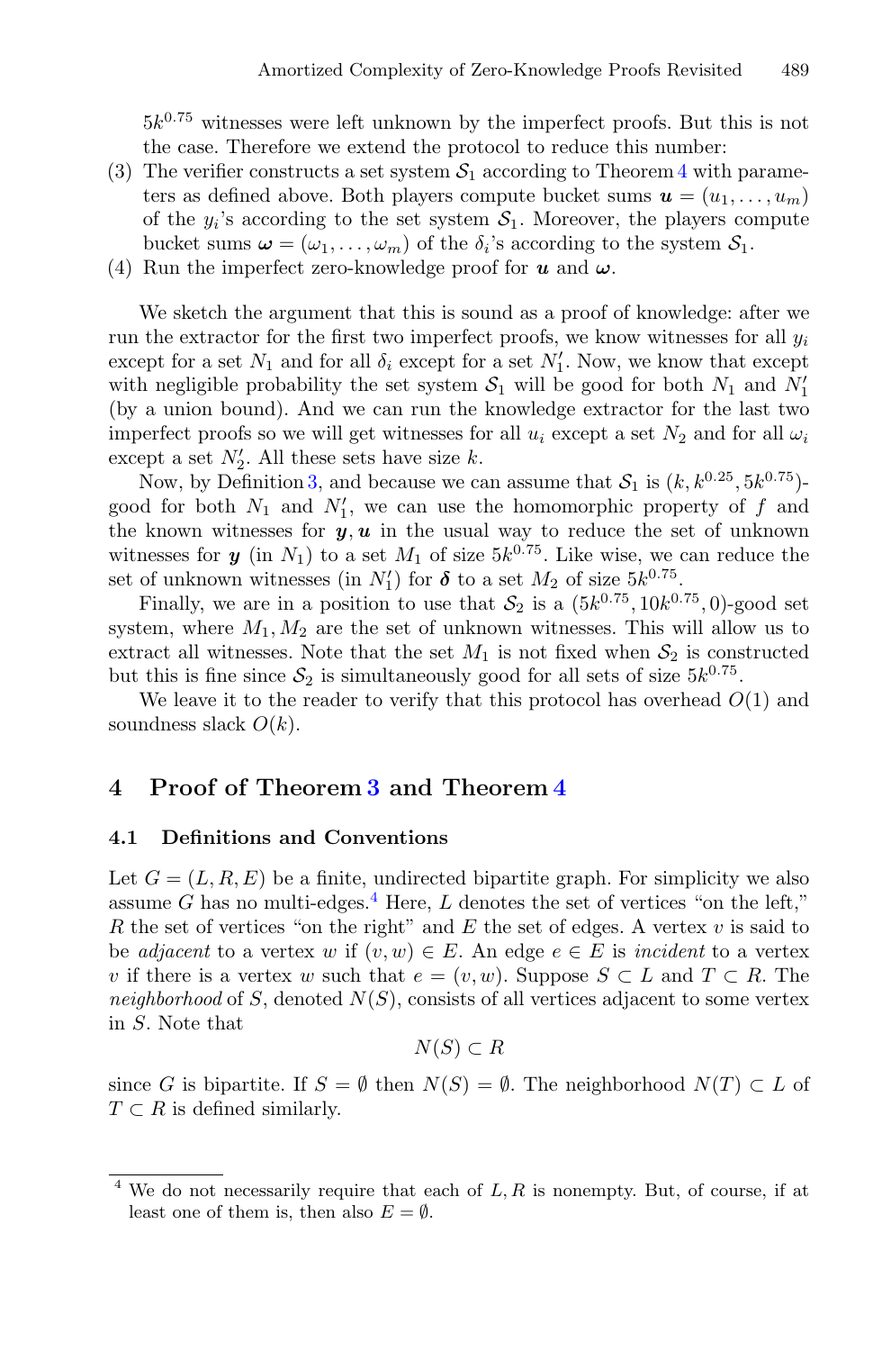$5k^{0.75}$ witnesses were left unknown by the imperfect proofs. But this is not the case. Therefore we extend the protocol to reduce this number:

(3) The verifier constructs a set system $\mathcal{S}_1$ according to Theorem 4 with parameters as defined above. Both players compute bucket sums $\boldsymbol{u} = (u_1, \ldots, u_m)$ of the $y_i$'s according to the set system $\mathcal{S}_1$. Moreover, the players compute bucket sums $\boldsymbol{\omega} = (\omega_1, \ldots, \omega_m)$ of the $\delta_i$'s according to the system $\mathcal{S}_1$.

(4) Run the imperfect zero-knowledge proof for $\boldsymbol{u}$ and $\boldsymbol{\omega}$.

We sketch the argument that this is sound as a proof of knowledge: after we run the extractor for the first two imperfect proofs, we know witnesses for all $y_i$ except for a set $N_1$ and for all $\delta_i$ except for a set $N_1'$. Now, we know that except with negligible probability the set system $\mathcal{S}_1$ will be good for both $N_1$ and $N_1'$ (by a union bound). And we can run the knowledge extractor for the last two imperfect proofs so we will get witnesses for all $u_i$ except a set $N_2$ and for all $\omega_i$ except a set $N_2'$. All these sets have size $k$.

Now, by Definition 3, and because we can assume that $\mathcal{S}_1$ is $(k, k^{0.25}, 5k^{0.75})$-good for both $N_1$ and $N_1'$, we can use the homomorphic property of $f$ and the known witnesses for $\boldsymbol{y}, \boldsymbol{u}$ in the usual way to reduce the set of unknown witnesses for $\boldsymbol{y}$ (in $N_1$) to a set $M_1$ of size $5k^{0.75}$. Like wise, we can reduce the set of unknown witnesses (in $N_1'$) for $\boldsymbol{\delta}$ to a set $M_2$ of size $5k^{0.75}$.

Finally, we are in a position to use that $\mathcal{S}_2$ is a $(5k^{0.75}, 10k^{0.75}, 0)$-good set system, where $M_1, M_2$ are the set of unknown witnesses. This will allow us to extract all witnesses. Note that the set $M_1$ is not fixed when $\mathcal{S}_2$ is constructed but this is fine since $\mathcal{S}_2$ is simultaneously good for all sets of size $5k^{0.75}$.

We leave it to the reader to verify that this protocol has overhead $O(1)$ and soundness slack $O(k)$.

## 4 Proof of Theorem 3 and Theorem 4

### 4.1 Definitions and Conventions

Let $G = (L, R, E)$ be a finite, undirected bipartite graph. For simplicity we also assume $G$ has no multi-edges.[4] Here, $L$ denotes the set of vertices "on the left," $R$ the set of vertices "on the right" and $E$ the set of edges. A vertex $v$ is said to be *adjacent* to a vertex $w$ if $(v, w) \in E$. An edge $e \in E$ is *incident* to a vertex $v$ if there is a vertex $w$ such that $e = (v, w)$. Suppose $S \subset L$ and $T \subset R$. The *neighborhood* of $S$, denoted $N(S)$, consists of all vertices adjacent to some vertex in $S$. Note that

$$N(S) \subset R$$

since $G$ is bipartite. If $S = \emptyset$ then $N(S) = \emptyset$. The neighborhood $N(T) \subset L$ of $T \subset R$ is defined similarly.

[4] We do not necessarily require that each of $L, R$ is nonempty. But, of course, if at least one of them is, then also $E = \emptyset$.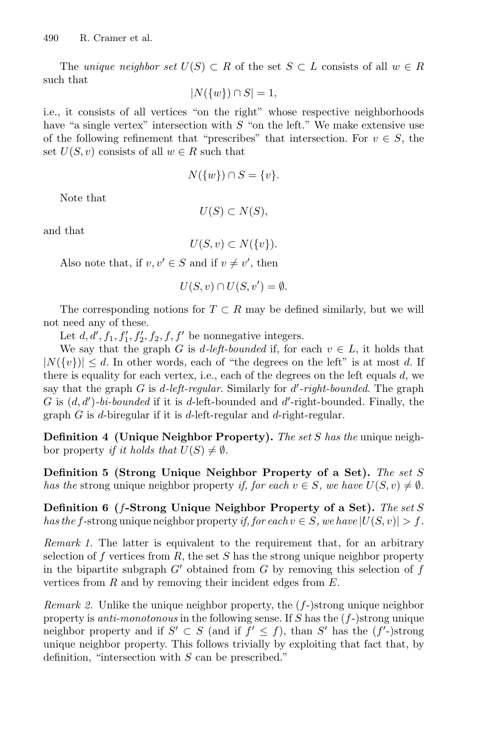The *unique neighbor set* $U(S) \subset R$ of the set $S \subset L$ consists of all $w \in R$ such that

$$|N(\{w\}) \cap S| = 1,$$

i.e., it consists of all vertices "on the right" whose respective neighborhoods have "a single vertex" intersection with $S$ "on the left." We make extensive use of the following refinement that "prescribes" that intersection. For $v \in S$, the set $U(S, v)$ consists of all $w \in R$ such that

$$N(\{w\}) \cap S = \{v\}.$$

Note that

$$U(S) \subset N(S),$$

and that

$$U(S, v) \subset N(\{v\}).$$

Also note that, if $v, v' \in S$ and if $v \neq v'$, then

$$U(S, v) \cap U(S, v') = \emptyset.$$

The corresponding notions for $T \subset R$ may be defined similarly, but we will not need any of these.

Let $d, d', f_1, f_1', f_2', f_2, f, f'$ be nonnegative integers.

We say that the graph $G$ is *d-left-bounded* if, for each $v \in L$, it holds that $|N(\{v\})| \leq d$. In other words, each of "the degrees on the left" is at most $d$. If there is equality for each vertex, i.e., each of the degrees on the left equals $d$, we say that the graph $G$ is *d-left-regular*. Similarly for *$d'$-right-bounded*. The graph $G$ is *$(d, d')$-bi-bounded* if it is $d$-left-bounded and $d'$-right-bounded. Finally, the graph $G$ is $d$-biregular if it is $d$-left-regular and $d$-right-regular.

**Definition 4 (Unique Neighbor Property).** *The set $S$ has the* unique neighbor property *if it holds that $U(S) \neq \emptyset$.*

**Definition 5 (Strong Unique Neighbor Property of a Set).** *The set $S$ has the* strong unique neighbor property *if, for each $v \in S$, we have $U(S, v) \neq \emptyset$.*

**Definition 6 ($f$-Strong Unique Neighbor Property of a Set).** *The set $S$ has the* $f$-strong unique neighbor property *if, for each $v \in S$, we have $|U(S, v)| > f$.*

*Remark 1.* The latter is equivalent to the requirement that, for an arbitrary selection of $f$ vertices from $R$, the set $S$ has the strong unique neighbor property in the bipartite subgraph $G'$ obtained from $G$ by removing this selection of $f$ vertices from $R$ and by removing their incident edges from $E$.

*Remark 2.* Unlike the unique neighbor property, the ($f$-)strong unique neighbor property is *anti-monotonous* in the following sense. If $S$ has the ($f$-)strong unique neighbor property and if $S' \subset S$ (and if $f' \leq f$), than $S'$ has the ($f'$-)strong unique neighbor property. This follows trivially by exploiting that fact that, by definition, "intersection with $S$ can be prescribed."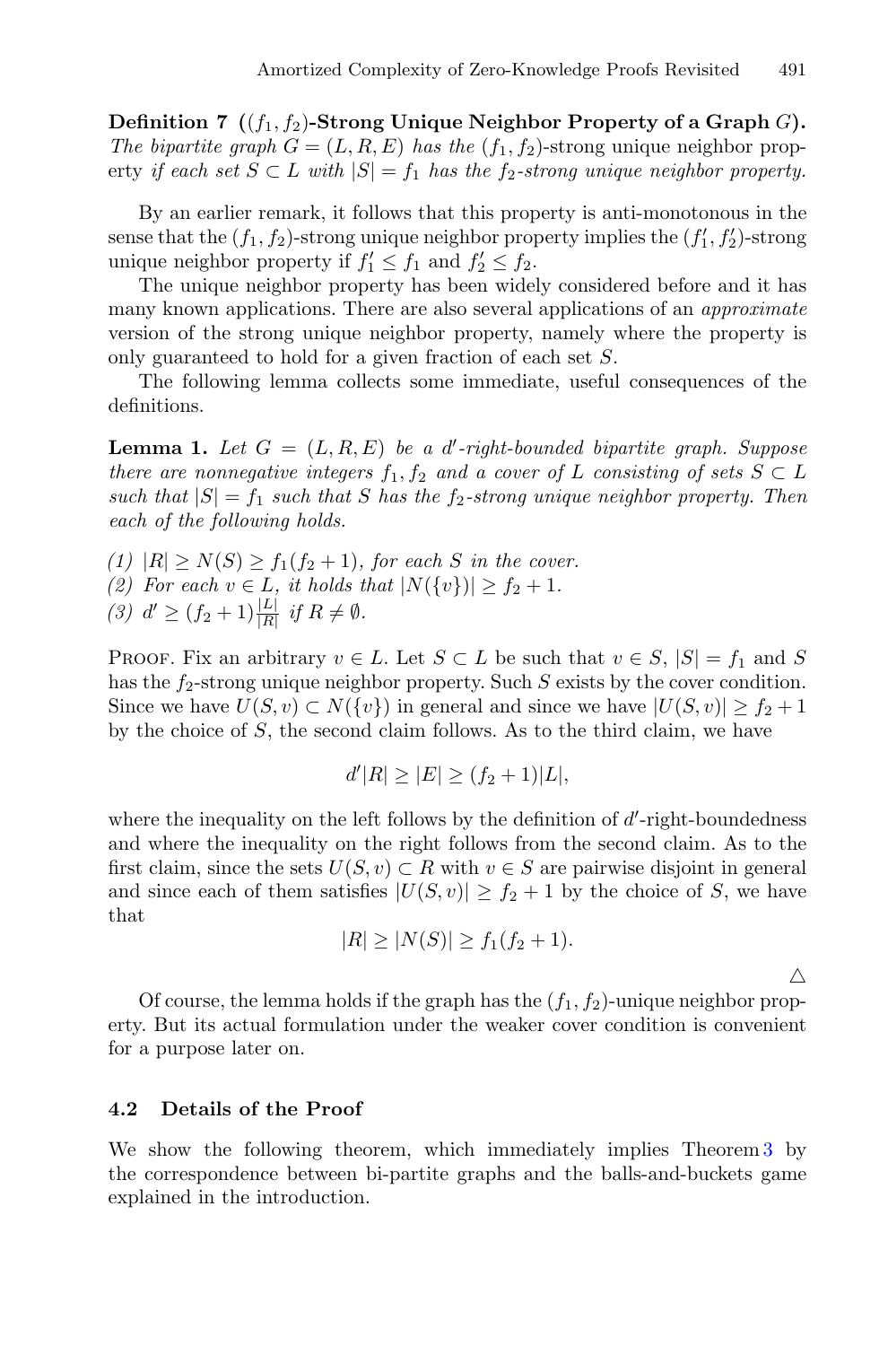**Definition 7** **($(f_1, f_2)$-Strong Unique Neighbor Property of a Graph $G$).** *The bipartite graph $G = (L, R, E)$ has the* $(f_1, f_2)$-strong unique neighbor property *if each set $S \subset L$ with $|S| = f_1$ has the $f_2$-strong unique neighbor property.*

By an earlier remark, it follows that this property is anti-monotonous in the sense that the $(f_1, f_2)$-strong unique neighbor property implies the $(f_1', f_2')$-strong unique neighbor property if $f_1' \leq f_1$ and $f_2' \leq f_2$.

The unique neighbor property has been widely considered before and it has many known applications. There are also several applications of an *approximate* version of the strong unique neighbor property, namely where the property is only guaranteed to hold for a given fraction of each set $S$.

The following lemma collects some immediate, useful consequences of the definitions.

**Lemma 1.** *Let $G = (L, R, E)$ be a $d'$-right-bounded bipartite graph. Suppose there are nonnegative integers $f_1, f_2$ and a cover of $L$ consisting of sets $S \subset L$ such that $|S| = f_1$ such that $S$ has the $f_2$-strong unique neighbor property. Then each of the following holds.*

*(1) $|R| \geq N(S) \geq f_1(f_2 + 1)$, for each $S$ in the cover.*
*(2) For each $v \in L$, it holds that $|N(\{v\})| \geq f_2 + 1$.*
*(3) $d' \geq (f_2 + 1)\frac{|L|}{|R|}$ if $R \neq \emptyset$.*

Proof. Fix an arbitrary $v \in L$. Let $S \subset L$ be such that $v \in S$, $|S| = f_1$ and $S$ has the $f_2$-strong unique neighbor property. Such $S$ exists by the cover condition. Since we have $U(S, v) \subset N(\{v\})$ in general and since we have $|U(S, v)| \geq f_2 + 1$ by the choice of $S$, the second claim follows. As to the third claim, we have

$$d'|R| \geq |E| \geq (f_2 + 1)|L|,$$

where the inequality on the left follows by the definition of $d'$-right-boundedness and where the inequality on the right follows from the second claim. As to the first claim, since the sets $U(S, v) \subset R$ with $v \in S$ are pairwise disjoint in general and since each of them satisfies $|U(S, v)| \geq f_2 + 1$ by the choice of $S$, we have that

$$|R| \geq |N(S)| \geq f_1(f_2 + 1).$$

$\triangle$

Of course, the lemma holds if the graph has the $(f_1, f_2)$-unique neighbor property. But its actual formulation under the weaker cover condition is convenient for a purpose later on.

### 4.2 Details of the Proof

We show the following theorem, which immediately implies Theorem 3 by the correspondence between bi-partite graphs and the balls-and-buckets game explained in the introduction.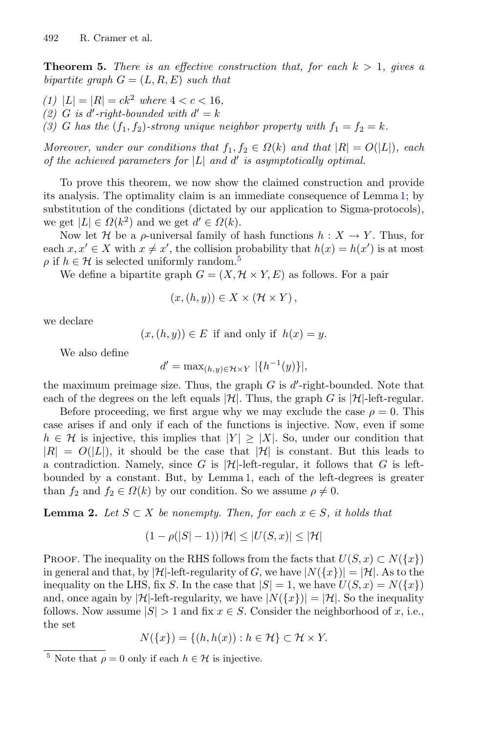**Theorem 5.** *There is an effective construction that, for each $k > 1$, gives a bipartite graph $G = (L, R, E)$ such that*

*(1) $|L| = |R| = ck^2$ where $4 < c < 16$,*
*(2) $G$ is $d'$-right-bounded with $d' = k$*
*(3) $G$ has the $(f_1, f_2)$-strong unique neighbor property with $f_1 = f_2 = k$.*

*Moreover, under our conditions that $f_1, f_2 \in \Omega(k)$ and that $|R| = O(|L|)$, each of the achieved parameters for $|L|$ and $d'$ is asymptotically optimal.*

To prove this theorem, we now show the claimed construction and provide its analysis. The optimality claim is an immediate consequence of Lemma 1; by substitution of the conditions (dictated by our application to Sigma-protocols), we get $|L| \in \Omega(k^2)$ and we get $d' \in \Omega(k)$.

Now let $\mathcal{H}$ be a $\rho$-universal family of hash functions $h : X \to Y$. Thus, for each $x, x' \in X$ with $x \neq x'$, the collision probability that $h(x) = h(x')$ is at most $\rho$ if $h \in \mathcal{H}$ is selected uniformly random.[5]

We define a bipartite graph $G = (X, \mathcal{H} \times Y, E)$ as follows. For a pair

$$(x, (h, y)) \in X \times (\mathcal{H} \times Y),$$

we declare

$$(x, (h, y)) \in E \text{ if and only if } h(x) = y.$$

We also define

$$d' = \max_{(h,y) \in \mathcal{H} \times Y} |\{h^{-1}(y)\}|,$$

the maximum preimage size. Thus, the graph $G$ is $d'$-right-bounded. Note that each of the degrees on the left equals $|\mathcal{H}|$. Thus, the graph $G$ is $|\mathcal{H}|$-left-regular.

Before proceeding, we first argue why we may exclude the case $\rho = 0$. This case arises if and only if each of the functions is injective. Now, even if some $h \in \mathcal{H}$ is injective, this implies that $|Y| \geq |X|$. So, under our condition that $|R| = O(|L|)$, it should be the case that $|\mathcal{H}|$ is constant. But this leads to a contradiction. Namely, since $G$ is $|\mathcal{H}|$-left-regular, it follows that $G$ is left-bounded by a constant. But, by Lemma 1, each of the left-degrees is greater than $f_2$ and $f_2 \in \Omega(k)$ by our condition. So we assume $\rho \neq 0$.

**Lemma 2.** *Let $S \subset X$ be nonempty. Then, for each $x \in S$, it holds that*

$$(1 - \rho(|S| - 1))\,|\mathcal{H}| \leq |U(S, x)| \leq |\mathcal{H}|$$

Proof. The inequality on the RHS follows from the facts that $U(S, x) \subset N(\{x\})$ in general and that, by $|\mathcal{H}|$-left-regularity of $G$, we have $|N(\{x\})| = |\mathcal{H}|$. As to the inequality on the LHS, fix $S$. In the case that $|S| = 1$, we have $U(S, x) = N(\{x\})$ and, once again by $|\mathcal{H}|$-left-regularity, we have $|N(\{x\})| = |\mathcal{H}|$. So the inequality follows. Now assume $|S| > 1$ and fix $x \in S$. Consider the neighborhood of $x$, i.e., the set

$$N(\{x\}) = \{(h, h(x)) : h \in \mathcal{H}\} \subset \mathcal{H} \times Y.$$

---

[5] Note that $\rho = 0$ only if each $h \in \mathcal{H}$ is injective.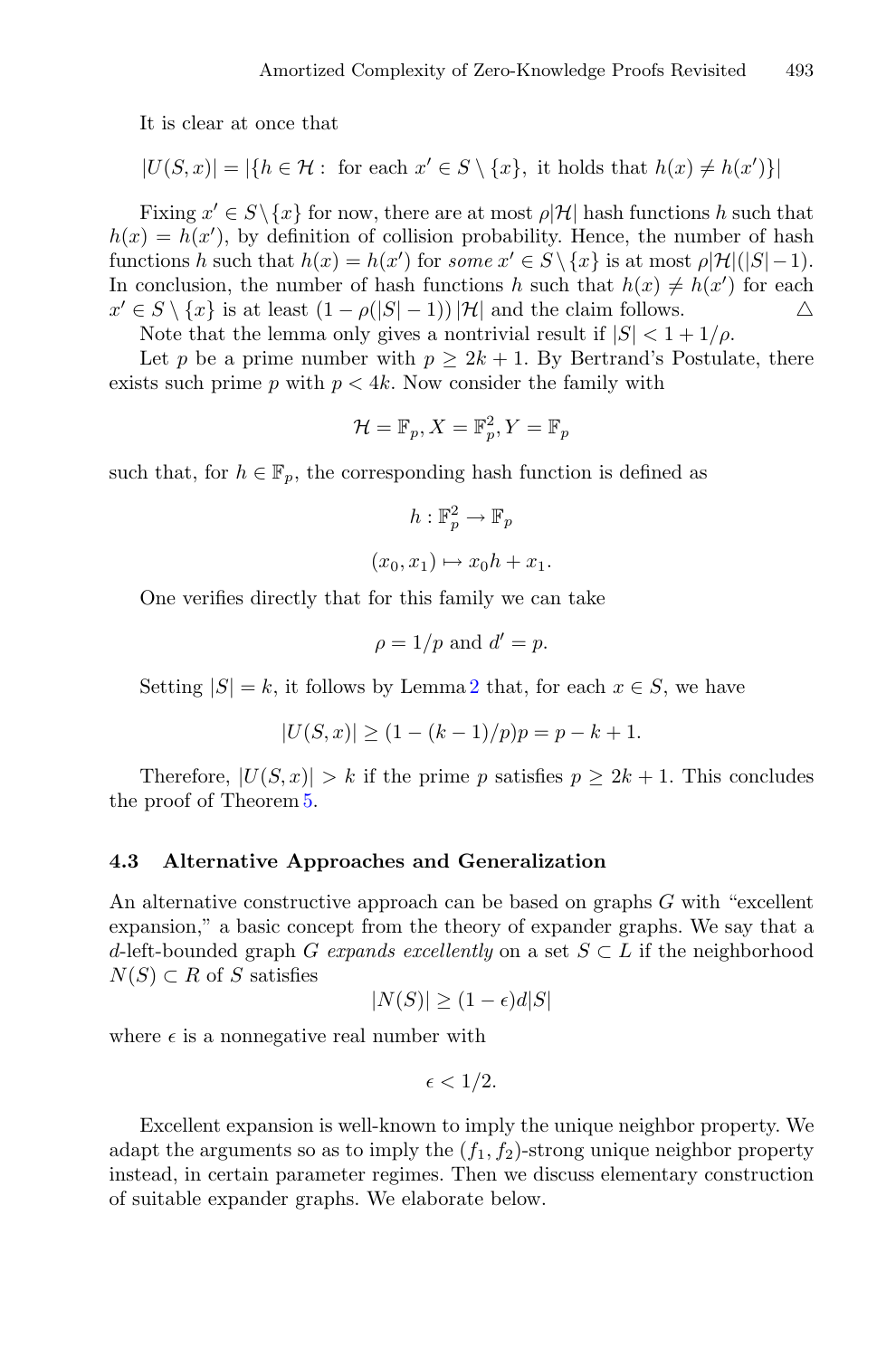It is clear at once that

$$|U(S,x)| = |\{h \in \mathcal{H} : \text{ for each } x' \in S \setminus \{x\}, \text{ it holds that } h(x) \neq h(x')\}|$$

Fixing $x' \in S \setminus \{x\}$ for now, there are at most $\rho|\mathcal{H}|$ hash functions $h$ such that $h(x) = h(x')$, by definition of collision probability. Hence, the number of hash functions $h$ such that $h(x) = h(x')$ for *some* $x' \in S \setminus \{x\}$ is at most $\rho|\mathcal{H}|(|S|-1)$. In conclusion, the number of hash functions $h$ such that $h(x) \neq h(x')$ for each $x' \in S \setminus \{x\}$ is at least $(1 - \rho(|S|-1))\,|\mathcal{H}|$ and the claim follows. $\triangle$

Note that the lemma only gives a nontrivial result if $|S| < 1 + 1/\rho$.

Let $p$ be a prime number with $p \geq 2k+1$. By Bertrand's Postulate, there exists such prime $p$ with $p < 4k$. Now consider the family with

$$\mathcal{H} = \mathbb{F}_p, X = \mathbb{F}_p^2, Y = \mathbb{F}_p$$

such that, for $h \in \mathbb{F}_p$, the corresponding hash function is defined as

$$h : \mathbb{F}_p^2 \rightarrow \mathbb{F}_p$$

$$(x_0, x_1) \mapsto x_0 h + x_1.$$

One verifies directly that for this family we can take

$$\rho = 1/p \text{ and } d' = p.$$

Setting $|S| = k$, it follows by Lemma 2 that, for each $x \in S$, we have

$$|U(S,x)| \geq (1 - (k-1)/p)p = p - k + 1.$$

Therefore, $|U(S,x)| > k$ if the prime $p$ satisfies $p \geq 2k+1$. This concludes the proof of Theorem 5.

### 4.3 Alternative Approaches and Generalization

An alternative constructive approach can be based on graphs $G$ with "excellent expansion," a basic concept from the theory of expander graphs. We say that a $d$-left-bounded graph $G$ *expands excellently* on a set $S \subset L$ if the neighborhood $N(S) \subset R$ of $S$ satisfies

$$|N(S)| \geq (1-\epsilon)d|S|$$

where $\epsilon$ is a nonnegative real number with

$$\epsilon < 1/2.$$

Excellent expansion is well-known to imply the unique neighbor property. We adapt the arguments so as to imply the $(f_1, f_2)$-strong unique neighbor property instead, in certain parameter regimes. Then we discuss elementary construction of suitable expander graphs. We elaborate below.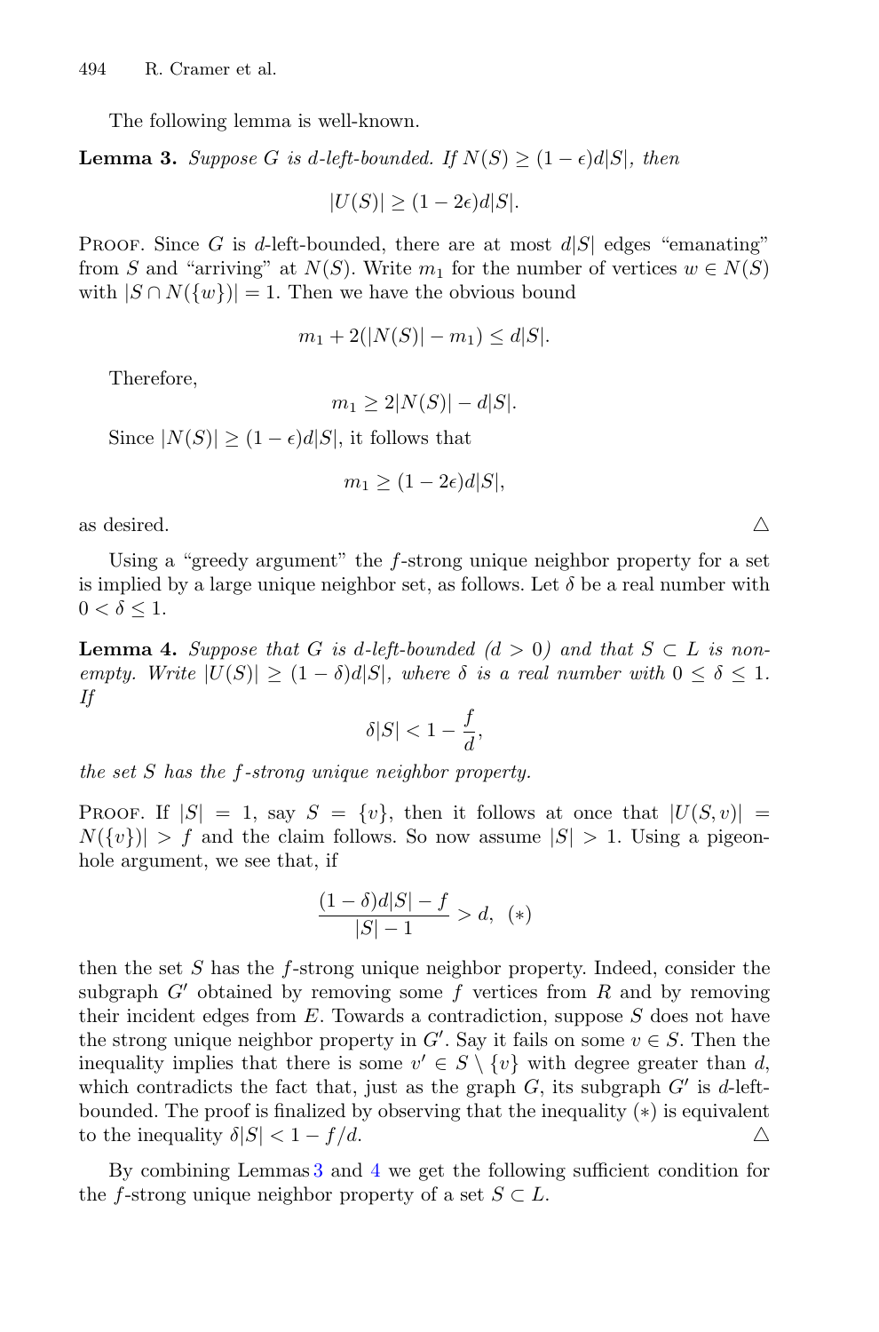The following lemma is well-known.

**Lemma 3.** *Suppose $G$ is $d$-left-bounded. If $N(S) \geq (1-\epsilon)d|S|$, then*

$$|U(S)| \geq (1-2\epsilon)d|S|.$$

Proof. Since $G$ is $d$-left-bounded, there are at most $d|S|$ edges "emanating" from $S$ and "arriving" at $N(S)$. Write $m_1$ for the number of vertices $w \in N(S)$ with $|S \cap N(\{w\})| = 1$. Then we have the obvious bound

$$m_1 + 2(|N(S)| - m_1) \leq d|S|.$$

Therefore,

$$m_1 \geq 2|N(S)| - d|S|.$$

Since $|N(S)| \geq (1-\epsilon)d|S|$, it follows that

$$m_1 \geq (1-2\epsilon)d|S|,$$

as desired. △

Using a "greedy argument" the $f$-strong unique neighbor property for a set is implied by a large unique neighbor set, as follows. Let $\delta$ be a real number with $0 < \delta \leq 1$.

**Lemma 4.** *Suppose that $G$ is $d$-left-bounded ($d > 0$) and that $S \subset L$ is non-empty. Write $|U(S)| \geq (1-\delta)d|S|$, where $\delta$ is a real number with $0 \leq \delta \leq 1$. If*

$$\delta|S| < 1 - \frac{f}{d},$$

*the set $S$ has the $f$-strong unique neighbor property.*

Proof. If $|S| = 1$, say $S = \{v\}$, then it follows at once that $|U(S,v)| = N(\{v\})| > f$ and the claim follows. So now assume $|S| > 1$. Using a pigeonhole argument, we see that, if

$$\frac{(1-\delta)d|S| - f}{|S| - 1} > d, \quad (*)$$

then the set $S$ has the $f$-strong unique neighbor property. Indeed, consider the subgraph $G'$ obtained by removing some $f$ vertices from $R$ and by removing their incident edges from $E$. Towards a contradiction, suppose $S$ does not have the strong unique neighbor property in $G'$. Say it fails on some $v \in S$. Then the inequality implies that there is some $v' \in S \setminus \{v\}$ with degree greater than $d$, which contradicts the fact that, just as the graph $G$, its subgraph $G'$ is $d$-left-bounded. The proof is finalized by observing that the inequality $(*)$ is equivalent to the inequality $\delta|S| < 1 - f/d$. △

By combining Lemmas 3 and 4 we get the following sufficient condition for the $f$-strong unique neighbor property of a set $S \subset L$.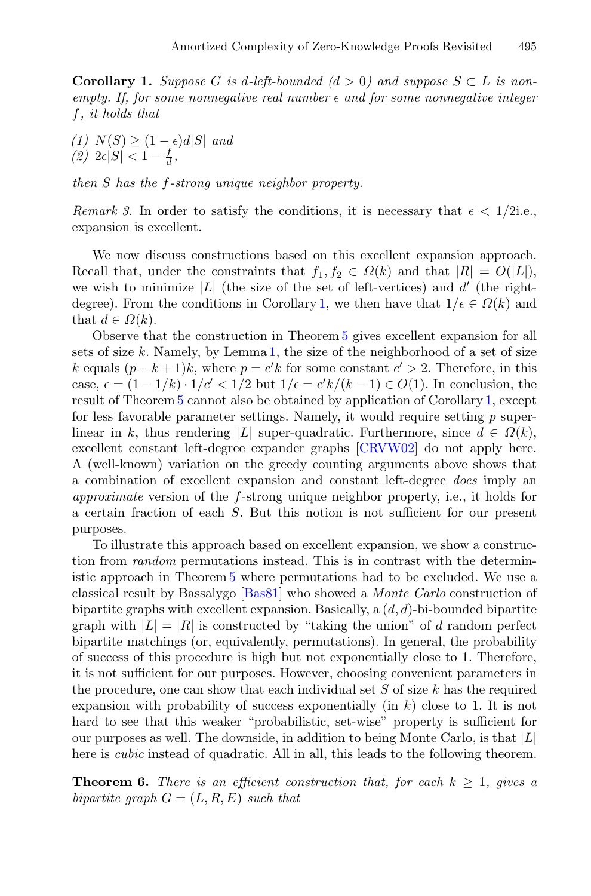**Corollary 1.** *Suppose $G$ is $d$-left-bounded ($d > 0$) and suppose $S \subset L$ is non-empty. If, for some nonnegative real number $\epsilon$ and for some nonnegative integer $f$, it holds that*

*(1) $N(S) \geq (1 - \epsilon)d|S|$ and*
*(2) $2\epsilon|S| < 1 - \frac{f}{d}$,*

*then $S$ has the $f$-strong unique neighbor property.*

*Remark 3.* In order to satisfy the conditions, it is necessary that $\epsilon < 1/2$i.e., expansion is excellent.

We now discuss constructions based on this excellent expansion approach. Recall that, under the constraints that $f_1, f_2 \in \Omega(k)$ and that $|R| = O(|L|)$, we wish to minimize $|L|$ (the size of the left-vertices) and $d'$ (the right-degree). From the conditions in Corollary 1, we then have that $1/\epsilon \in \Omega(k)$ and that $d \in \Omega(k)$.

Observe that the construction in Theorem 5 gives excellent expansion for all sets of size $k$. Namely, by Lemma 1, the size of the neighborhood of a set of size $k$ equals $(p - k + 1)k$, where $p = c'k$ for some constant $c' > 2$. Therefore, in this case, $\epsilon = (1 - 1/k) \cdot 1/c' < 1/2$ but $1/\epsilon = c'k/(k-1) \in O(1)$. In conclusion, the result of Theorem 5 cannot also be obtained by application of Corollary 1, except for less favorable parameter settings. Namely, it would require setting $p$ super-linear in $k$, thus rendering $|L|$ super-quadratic. Furthermore, since $d \in \Omega(k)$, excellent constant left-degree expander graphs [CRVW02] do not apply here. A (well-known) variation on the greedy counting arguments above shows that a combination of excellent expansion and constant left-degree *does* imply an *approximate* version of the $f$-strong unique neighbor property, i.e., it holds for a certain fraction of each $S$. But this notion is not sufficient for our present purposes.

To illustrate this approach based on excellent expansion, we show a construction from *random* permutations instead. This is in contrast with the deterministic approach in Theorem 5 where permutations had to be excluded. We use a classical result by Bassalygo [Bas81] who showed a *Monte Carlo* construction of bipartite graphs with excellent expansion. Basically, a $(d, d)$-bi-bounded bipartite graph with $|L| = |R|$ is constructed by "taking the union" of $d$ random perfect bipartite matchings (or, equivalently, permutations). In general, the probability of success of this procedure is high but not exponentially close to 1. Therefore, it is not sufficient for our purposes. However, choosing convenient parameters in the procedure, one can show that each individual set $S$ of size $k$ has the required expansion with probability of success exponentially (in $k$) close to 1. It is not hard to see that this weaker "probabilistic, set-wise" property is sufficient for our purposes as well. The downside, in addition to being Monte Carlo, is that $|L|$ here is *cubic* instead of quadratic. All in all, this leads to the following theorem.

**Theorem 6.** *There is an efficient construction that, for each $k \geq 1$, gives a bipartite graph $G = (L, R, E)$ such that*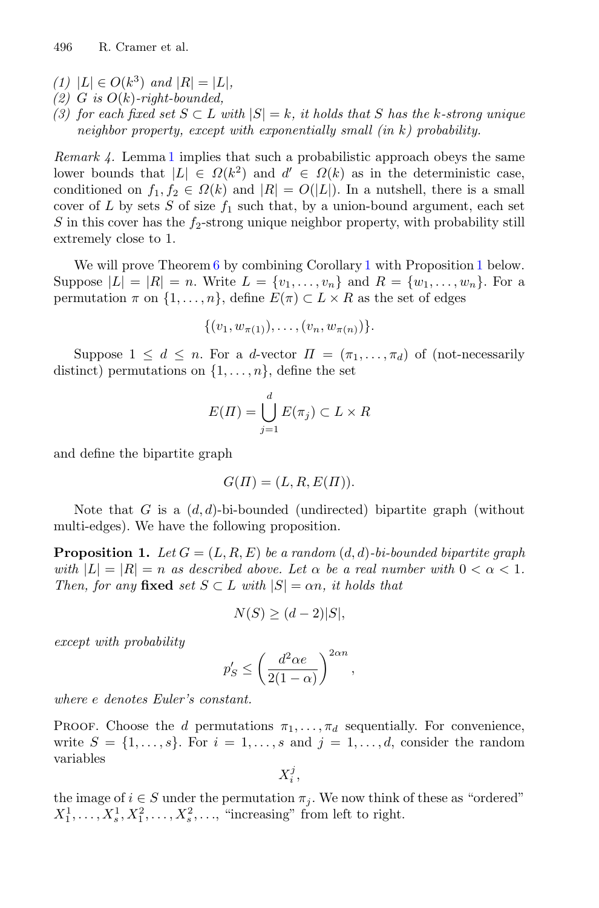(1) $|L| \in O(k^3)$ and $|R| = |L|$,
(2) $G$ is $O(k)$-right-bounded,
(3) for each fixed set $S \subset L$ with $|S| = k$, it holds that $S$ has the $k$-strong unique neighbor property, except with exponentially small (in $k$) probability.

*Remark 4.* Lemma 1 implies that such a probabilistic approach obeys the same lower bounds that $|L| \in \Omega(k^2)$ and $d' \in \Omega(k)$ as in the deterministic case, conditioned on $f_1, f_2 \in \Omega(k)$ and $|R| = O(|L|)$. In a nutshell, there is a small cover of $L$ by sets $S$ of size $f_1$ such that, by a union-bound argument, each set $S$ in this cover has the $f_2$-strong unique neighbor property, with probability still extremely close to 1.

We will prove Theorem 6 by combining Corollary 1 with Proposition 1 below. Suppose $|L| = |R| = n$. Write $L = \{v_1, \ldots, v_n\}$ and $R = \{w_1, \ldots, w_n\}$. For a permutation $\pi$ on $\{1, \ldots, n\}$, define $E(\pi) \subset L \times R$ as the set of edges

$$\{(v_1, w_{\pi(1)}), \ldots, (v_n, w_{\pi(n)})\}.$$

Suppose $1 \leq d \leq n$. For a $d$-vector $\Pi = (\pi_1, \ldots, \pi_d)$ of (not-necessarily distinct) permutations on $\{1, \ldots, n\}$, define the set

$$E(\Pi) = \bigcup_{j=1}^{d} E(\pi_j) \subset L \times R$$

and define the bipartite graph

$$G(\Pi) = (L, R, E(\Pi)).$$

Note that $G$ is a $(d, d)$-bi-bounded (undirected) bipartite graph (without multi-edges). We have the following proposition.

**Proposition 1.** *Let $G = (L, R, E)$ be a random $(d, d)$-bi-bounded bipartite graph with $|L| = |R| = n$ as described above. Let $\alpha$ be a real number with $0 < \alpha < 1$. Then, for any* **fixed** *set $S \subset L$ with $|S| = \alpha n$, it holds that*

$$N(S) \geq (d-2)|S|,$$

*except with probability*

$$p'_S \leq \left( \frac{d^2 \alpha e}{2(1-\alpha)} \right)^{2\alpha n},$$

*where $e$ denotes Euler's constant.*

Proof. Choose the $d$ permutations $\pi_1, \ldots, \pi_d$ sequentially. For convenience, write $S = \{1, \ldots, s\}$. For $i = 1, \ldots, s$ and $j = 1, \ldots, d$, consider the random variables

$$X_i^j,$$

the image of $i \in S$ under the permutation $\pi_j$. We now think of these as "ordered" $X_1^1, \ldots, X_s^1, X_1^2, \ldots, X_s^2, \ldots$, "increasing" from left to right.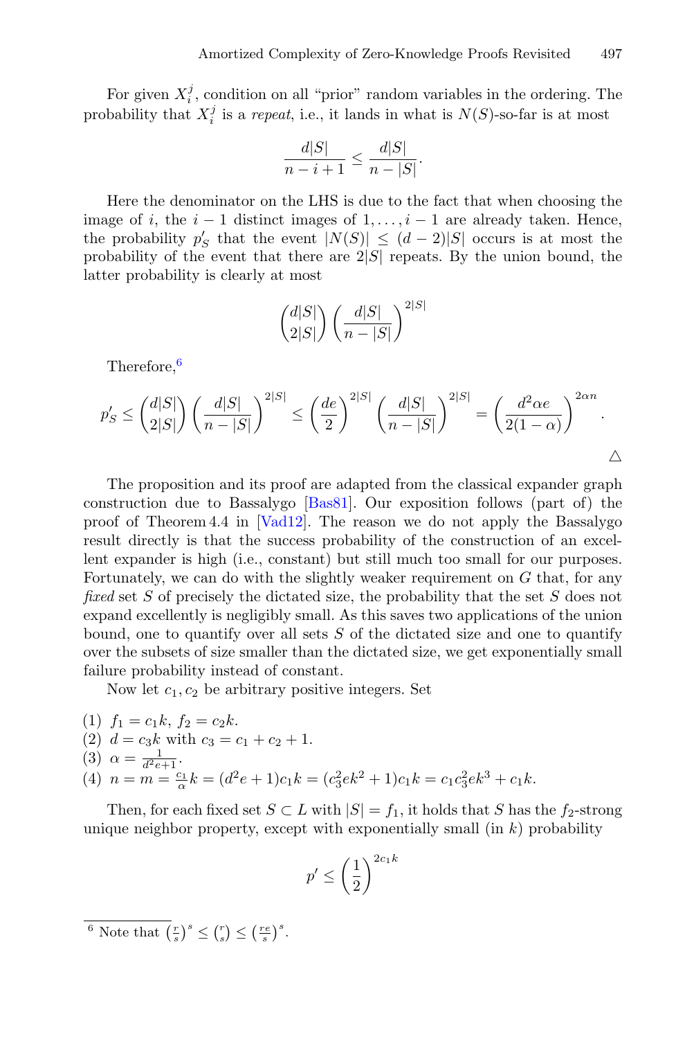For given $X_i^j$, condition on all "prior" random variables in the ordering. The probability that $X_i^j$ is a *repeat*, i.e., it lands in what is $N(S)$-so-far is at most

$$\frac{d|S|}{n-i+1} \leq \frac{d|S|}{n-|S|}.$$

Here the denominator on the LHS is due to the fact that when choosing the image of $i$, the $i-1$ distinct images of $1,\ldots,i-1$ are already taken. Hence, the probability $p'_S$ that the event $|N(S)| \leq (d-2)|S|$ occurs is at most the probability of the event that there are $2|S|$ repeats. By the union bound, the latter probability is clearly at most

$$\binom{d|S|}{2|S|}\left(\frac{d|S|}{n-|S|}\right)^{2|S|}$$

Therefore,[6]

$$p'_S \leq \binom{d|S|}{2|S|}\left(\frac{d|S|}{n-|S|}\right)^{2|S|} \leq \left(\frac{de}{2}\right)^{2|S|}\left(\frac{d|S|}{n-|S|}\right)^{2|S|} = \left(\frac{d^2\alpha e}{2(1-\alpha)}\right)^{2\alpha n}.$$

△

The proposition and its proof are adapted from the classical expander graph construction due to Bassalygo [Bas81]. Our exposition follows (part of) the proof of Theorem 4.4 in [Vad12]. The reason we do not apply the Bassalygo result directly is that the success probability of the construction of an excellent expander is high (i.e., constant) but still much too small for our purposes. Fortunately, we can do with the slightly weaker requirement on $G$ that, for any *fixed* set $S$ of precisely the dictated size, the probability that the set $S$ does not expand excellently is negligibly small. As this saves two applications of the union bound, one to quantify over all sets $S$ of the dictated size and one to quantify over the subsets of size smaller than the dictated size, we get exponentially small failure probability instead of constant.

Now let $c_1, c_2$ be arbitrary positive integers. Set

(1) $f_1 = c_1 k$, $f_2 = c_2 k$.
(2) $d = c_3 k$ with $c_3 = c_1 + c_2 + 1$.
(3) $\alpha = \frac{1}{d^2 e + 1}$.
(4) $n = m = \frac{c_1}{\alpha} k = (d^2 e + 1) c_1 k = (c_3^2 e k^2 + 1) c_1 k = c_1 c_3^2 e k^3 + c_1 k$.

Then, for each fixed set $S \subset L$ with $|S| = f_1$, it holds that $S$ has the $f_2$-strong unique neighbor property, except with exponentially small (in $k$) probability

$$p' \leq \left(\frac{1}{2}\right)^{2c_1 k}$$

[6] Note that $\left(\frac{r}{s}\right)^s \leq \binom{r}{s} \leq \left(\frac{re}{s}\right)^s$.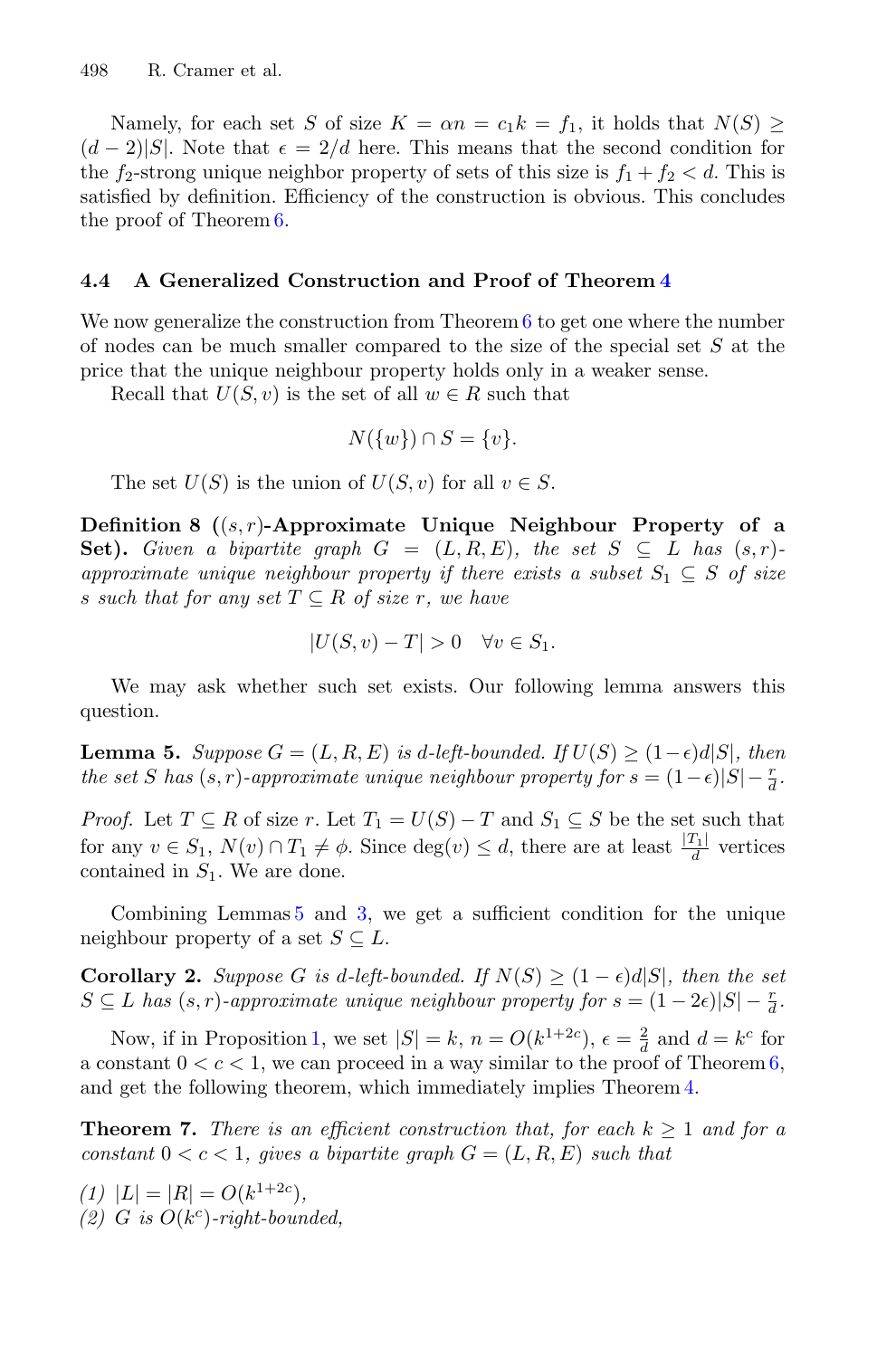Namely, for each set $S$ of size $K = \alpha n = c_1 k = f_1$, it holds that $N(S) \geq (d-2)|S|$. Note that $\epsilon = 2/d$ here. This means that the second condition for the $f_2$-strong unique neighbor property of sets of this size is $f_1 + f_2 < d$. This is satisfied by definition. Efficiency of the construction is obvious. This concludes the proof of Theorem 6.

### 4.4 A Generalized Construction and Proof of Theorem 4

We now generalize the construction from Theorem 6 to get one where the number of nodes can be much smaller compared to the size of the special set $S$ at the price that the unique neighbour property holds only in a weaker sense.

Recall that $U(S, v)$ is the set of all $w \in R$ such that

$$N(\{w\}) \cap S = \{v\}.$$

The set $U(S)$ is the union of $U(S, v)$ for all $v \in S$.

**Definition 8 ($(s, r)$-Approximate Unique Neighbour Property of a Set).** *Given a bipartite graph $G = (L, R, E)$, the set $S \subseteq L$ has $(s, r)$-approximate unique neighbour property if there exists a subset $S_1 \subseteq S$ of size $s$ such that for any set $T \subseteq R$ of size $r$, we have*

$$|U(S, v) - T| > 0 \quad \forall v \in S_1.$$

We may ask whether such set exists. Our following lemma answers this question.

**Lemma 5.** *Suppose $G = (L, R, E)$ is $d$-left-bounded. If $U(S) \geq (1-\epsilon)d|S|$, then the set $S$ has $(s, r)$-approximate unique neighbour property for $s = (1-\epsilon)|S| - \frac{r}{d}$.*

*Proof.* Let $T \subseteq R$ of size $r$. Let $T_1 = U(S) - T$ and $S_1 \subseteq S$ be the set such that for any $v \in S_1$, $N(v) \cap T_1 \neq \phi$. Since $\deg(v) \leq d$, there are at least $\frac{|T_1|}{d}$ vertices contained in $S_1$. We are done.

Combining Lemmas 5 and 3, we get a sufficient condition for the unique neighbour property of a set $S \subseteq L$.

**Corollary 2.** *Suppose $G$ is $d$-left-bounded. If $N(S) \geq (1-\epsilon)d|S|$, then the set $S \subseteq L$ has $(s, r)$-approximate unique neighbour property for $s = (1-2\epsilon)|S| - \frac{r}{d}$.*

Now, if in Proposition 1, we set $|S| = k$, $n = O(k^{1+2c})$, $\epsilon = \frac{2}{d}$ and $d = k^c$ for a constant $0 < c < 1$, we can proceed in a way similar to the proof of Theorem 6, and get the following theorem, which immediately implies Theorem 4.

**Theorem 7.** *There is an efficient construction that, for each $k \geq 1$ and for a constant $0 < c < 1$, gives a bipartite graph $G = (L, R, E)$ such that*

*(1) $|L| = |R| = O(k^{1+2c})$,*
*(2) $G$ is $O(k^c)$-right-bounded,*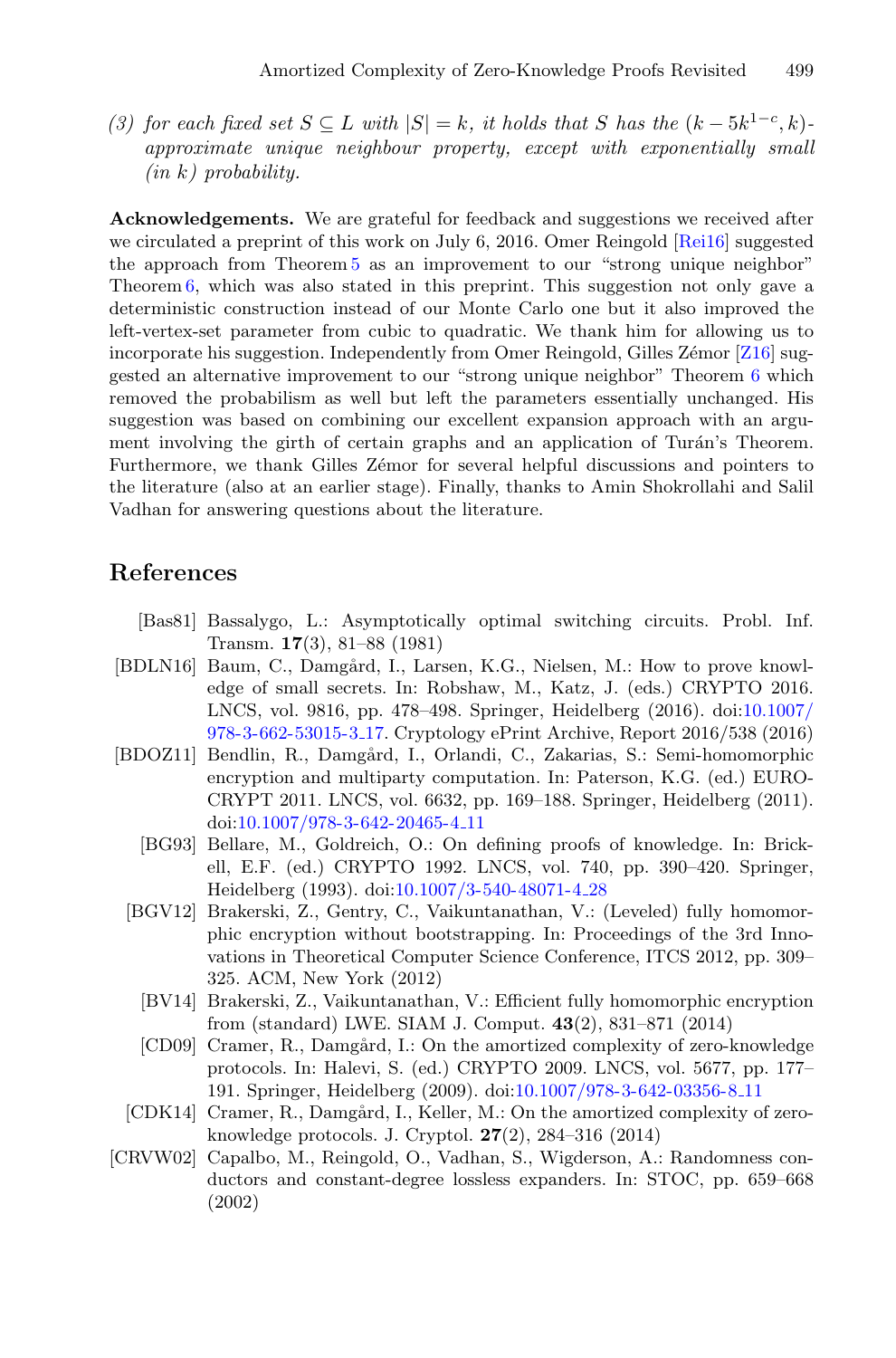*(3) for each fixed set $S \subseteq L$ with $|S| = k$, it holds that $S$ has the $(k - 5k^{1-c}, k)$-approximate unique neighbour property, except with exponentially small (in $k$) probability.*

**Acknowledgements.** We are grateful for feedback and suggestions we received after we circulated a preprint of this work on July 6, 2016. Omer Reingold [Rei16] suggested the approach from Theorem 5 as an improvement to our "strong unique neighbor" Theorem 6, which was also stated in this preprint. This suggestion not only gave a deterministic construction instead of our Monte Carlo one but it also improved the left-vertex-set parameter from cubic to quadratic. We thank him for allowing us to incorporate his suggestion. Independently from Omer Reingold, Gilles Zémor [Z16] suggested an alternative improvement to our "strong unique neighbor" Theorem 6 which removed the probabilism as well but left the parameters essentially unchanged. His suggestion was based on combining our excellent expansion approach with an argument involving the girth of certain graphs and an application of Turán's Theorem. Furthermore, we thank Gilles Zémor for several helpful discussions and pointers to the literature (also at an earlier stage). Finally, thanks to Amin Shokrollahi and Salil Vadhan for answering questions about the literature.

## References

- [Bas81] Bassalygo, L.: Asymptotically optimal switching circuits. Probl. Inf. Transm. **17**(3), 81–88 (1981)
- [BDLN16] Baum, C., Damgård, I., Larsen, K.G., Nielsen, M.: How to prove knowledge of small secrets. In: Robshaw, M., Katz, J. (eds.) CRYPTO 2016. LNCS, vol. 9816, pp. 478–498. Springer, Heidelberg (2016). doi:10.1007/978-3-662-53015-3_17. Cryptology ePrint Archive, Report 2016/538 (2016)
- [BDOZ11] Bendlin, R., Damgård, I., Orlandi, C., Zakarias, S.: Semi-homomorphic encryption and multiparty computation. In: Paterson, K.G. (ed.) EUROCRYPT 2011. LNCS, vol. 6632, pp. 169–188. Springer, Heidelberg (2011). doi:10.1007/978-3-642-20465-4_11
- [BG93] Bellare, M., Goldreich, O.: On defining proofs of knowledge. In: Brickell, E.F. (ed.) CRYPTO 1992. LNCS, vol. 740, pp. 390–420. Springer, Heidelberg (1993). doi:10.1007/3-540-48071-4_28
- [BGV12] Brakerski, Z., Gentry, C., Vaikuntanathan, V.: (Leveled) fully homomorphic encryption without bootstrapping. In: Proceedings of the 3rd Innovations in Theoretical Computer Science Conference, ITCS 2012, pp. 309–325. ACM, New York (2012)
- [BV14] Brakerski, Z., Vaikuntanathan, V.: Efficient fully homomorphic encryption from (standard) LWE. SIAM J. Comput. **43**(2), 831–871 (2014)
- [CD09] Cramer, R., Damgård, I.: On the amortized complexity of zero-knowledge protocols. In: Halevi, S. (ed.) CRYPTO 2009. LNCS, vol. 5677, pp. 177–191. Springer, Heidelberg (2009). doi:10.1007/978-3-642-03356-8_11
- [CDK14] Cramer, R., Damgård, I., Keller, M.: On the amortized complexity of zero-knowledge protocols. J. Cryptol. **27**(2), 284–316 (2014)
- [CRVW02] Capalbo, M., Reingold, O., Vadhan, S., Wigderson, A.: Randomness conductors and constant-degree lossless expanders. In: STOC, pp. 659–668 (2002)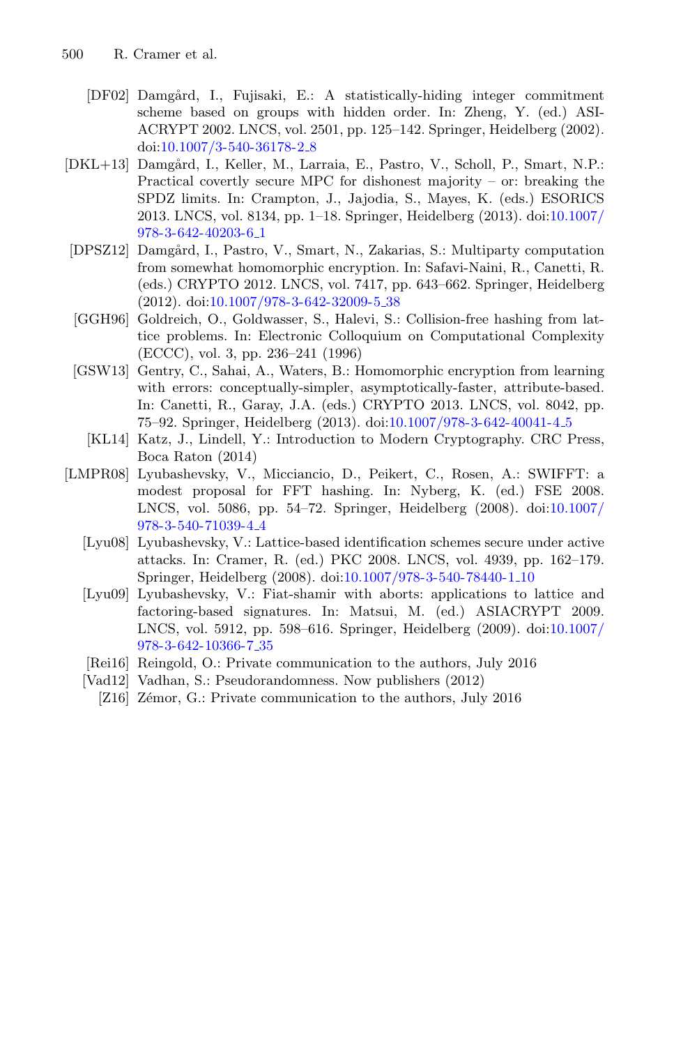[DF02] Damgård, I., Fujisaki, E.: A statistically-hiding integer commitment scheme based on groups with hidden order. In: Zheng, Y. (ed.) ASIACRYPT 2002. LNCS, vol. 2501, pp. 125–142. Springer, Heidelberg (2002). doi:10.1007/3-540-36178-2_8

[DKL+13] Damgård, I., Keller, M., Larraia, E., Pastro, V., Scholl, P., Smart, N.P.: Practical covertly secure MPC for dishonest majority – or: breaking the SPDZ limits. In: Crampton, J., Jajodia, S., Mayes, K. (eds.) ESORICS 2013. LNCS, vol. 8134, pp. 1–18. Springer, Heidelberg (2013). doi:10.1007/978-3-642-40203-6_1

[DPSZ12] Damgård, I., Pastro, V., Smart, N., Zakarias, S.: Multiparty computation from somewhat homomorphic encryption. In: Safavi-Naini, R., Canetti, R. (eds.) CRYPTO 2012. LNCS, vol. 7417, pp. 643–662. Springer, Heidelberg (2012). doi:10.1007/978-3-642-32009-5_38

[GGH96] Goldreich, O., Goldwasser, S., Halevi, S.: Collision-free hashing from lattice problems. In: Electronic Colloquium on Computational Complexity (ECCC), vol. 3, pp. 236–241 (1996)

[GSW13] Gentry, C., Sahai, A., Waters, B.: Homomorphic encryption from learning with errors: conceptually-simpler, asymptotically-faster, attribute-based. In: Canetti, R., Garay, J.A. (eds.) CRYPTO 2013. LNCS, vol. 8042, pp. 75–92. Springer, Heidelberg (2013). doi:10.1007/978-3-642-40041-4_5

[KL14] Katz, J., Lindell, Y.: Introduction to Modern Cryptography. CRC Press, Boca Raton (2014)

[LMPR08] Lyubashevsky, V., Micciancio, D., Peikert, C., Rosen, A.: SWIFFT: a modest proposal for FFT hashing. In: Nyberg, K. (ed.) FSE 2008. LNCS, vol. 5086, pp. 54–72. Springer, Heidelberg (2008). doi:10.1007/978-3-540-71039-4_4

[Lyu08] Lyubashevsky, V.: Lattice-based identification schemes secure under active attacks. In: Cramer, R. (ed.) PKC 2008. LNCS, vol. 4939, pp. 162–179. Springer, Heidelberg (2008). doi:10.1007/978-3-540-78440-1_10

[Lyu09] Lyubashevsky, V.: Fiat-shamir with aborts: applications to lattice and factoring-based signatures. In: Matsui, M. (ed.) ASIACRYPT 2009. LNCS, vol. 5912, pp. 598–616. Springer, Heidelberg (2009). doi:10.1007/978-3-642-10366-7_35

[Rei16] Reingold, O.: Private communication to the authors, July 2016

[Vad12] Vadhan, S.: Pseudorandomness. Now publishers (2012)

[Z16] Zémor, G.: Private communication to the authors, July 2016